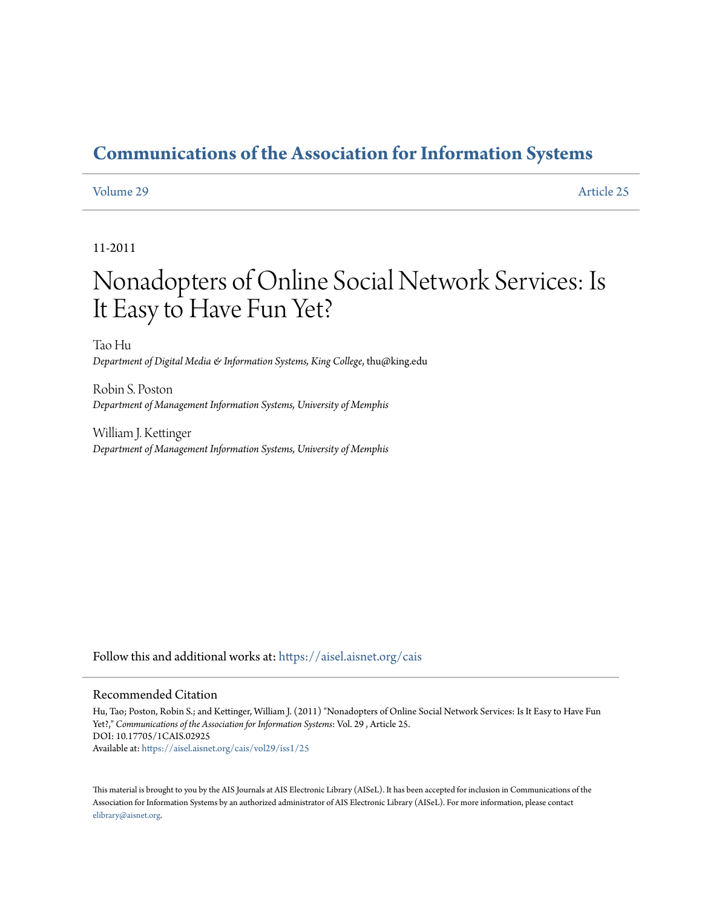# Communications of the Association for Information Systems

Volume 29 Article 25

11-2011

# Nonadopters of Online Social Network Services: Is It Easy to Have Fun Yet?

Tao Hu
*Department of Digital Media & Information Systems, King College*, thu@king.edu

Robin S. Poston
*Department of Management Information Systems, University of Memphis*

William J. Kettinger
*Department of Management Information Systems, University of Memphis*

Follow this and additional works at: https://aisel.aisnet.org/cais

## Recommended Citation

Hu, Tao; Poston, Robin S.; and Kettinger, William J. (2011) "Nonadopters of Online Social Network Services: Is It Easy to Have Fun Yet?," *Communications of the Association for Information Systems*: Vol. 29 , Article 25.
DOI: 10.17705/1CAIS.02925
Available at: https://aisel.aisnet.org/cais/vol29/iss1/25

This material is brought to you by the AIS Journals at AIS Electronic Library (AISeL). It has been accepted for inclusion in Communications of the Association for Information Systems by an authorized administrator of AIS Electronic Library (AISeL). For more information, please contact elibrary@aisnet.org.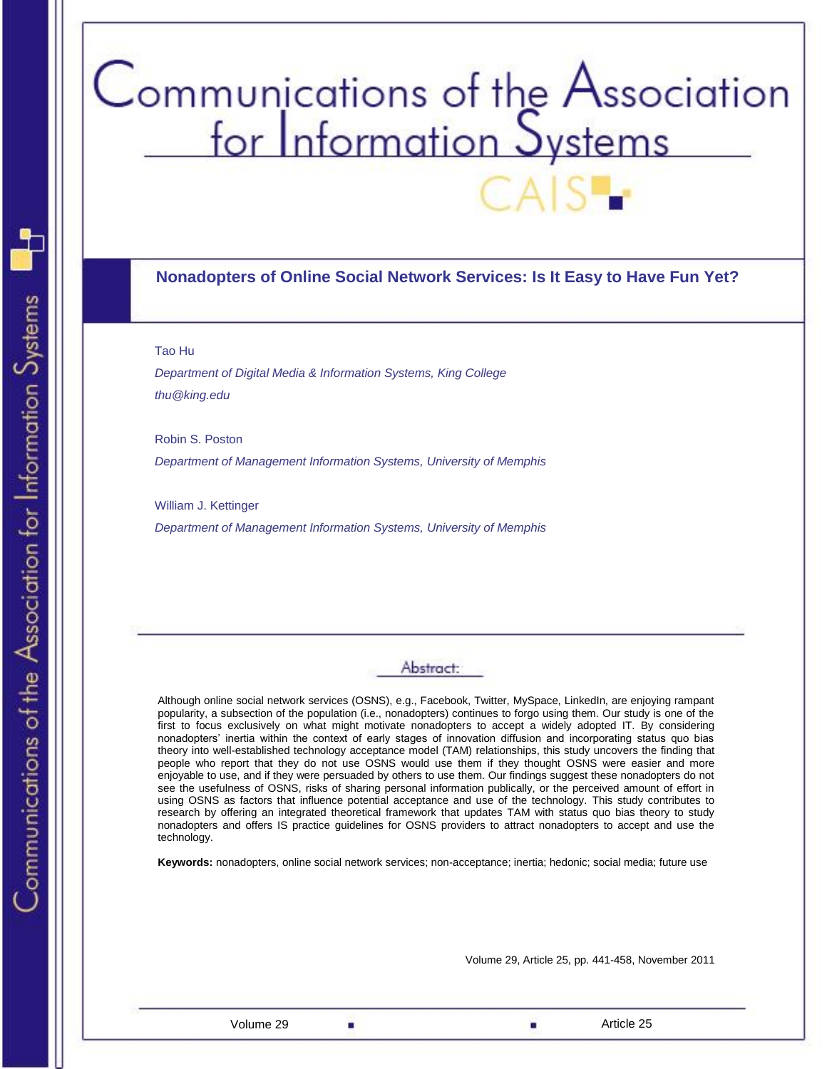# Nonadopters of Online Social Network Services: Is It Easy to Have Fun Yet?

Tao Hu

*Department of Digital Media & Information Systems, King College*

*thu@king.edu*

Robin S. Poston

*Department of Management Information Systems, University of Memphis*

William J. Kettinger

*Department of Management Information Systems, University of Memphis*

## Abstract:

Although online social network services (OSNS), e.g., Facebook, Twitter, MySpace, LinkedIn, are enjoying rampant popularity, a subsection of the population (i.e., nonadopters) continues to forgo using them. Our study is one of the first to focus exclusively on what might motivate nonadopters to accept a widely adopted IT. By considering nonadopters' inertia within the context of early stages of innovation diffusion and incorporating status quo bias theory into well-established technology acceptance model (TAM) relationships, this study uncovers the finding that people who report that they do not use OSNS would use them if they thought OSNS were easier and more enjoyable to use, and if they were persuaded by others to use them. Our findings suggest these nonadopters do not see the usefulness of OSNS, risks of sharing personal information publically, or the perceived amount of effort in using OSNS as factors that influence potential acceptance and use of the technology. This study contributes to research by offering an integrated theoretical framework that updates TAM with status quo bias theory to study nonadopters and offers IS practice guidelines for OSNS providers to attract nonadopters to accept and use the technology.

**Keywords:** nonadopters, online social network services; non-acceptance; inertia; hedonic; social media; future use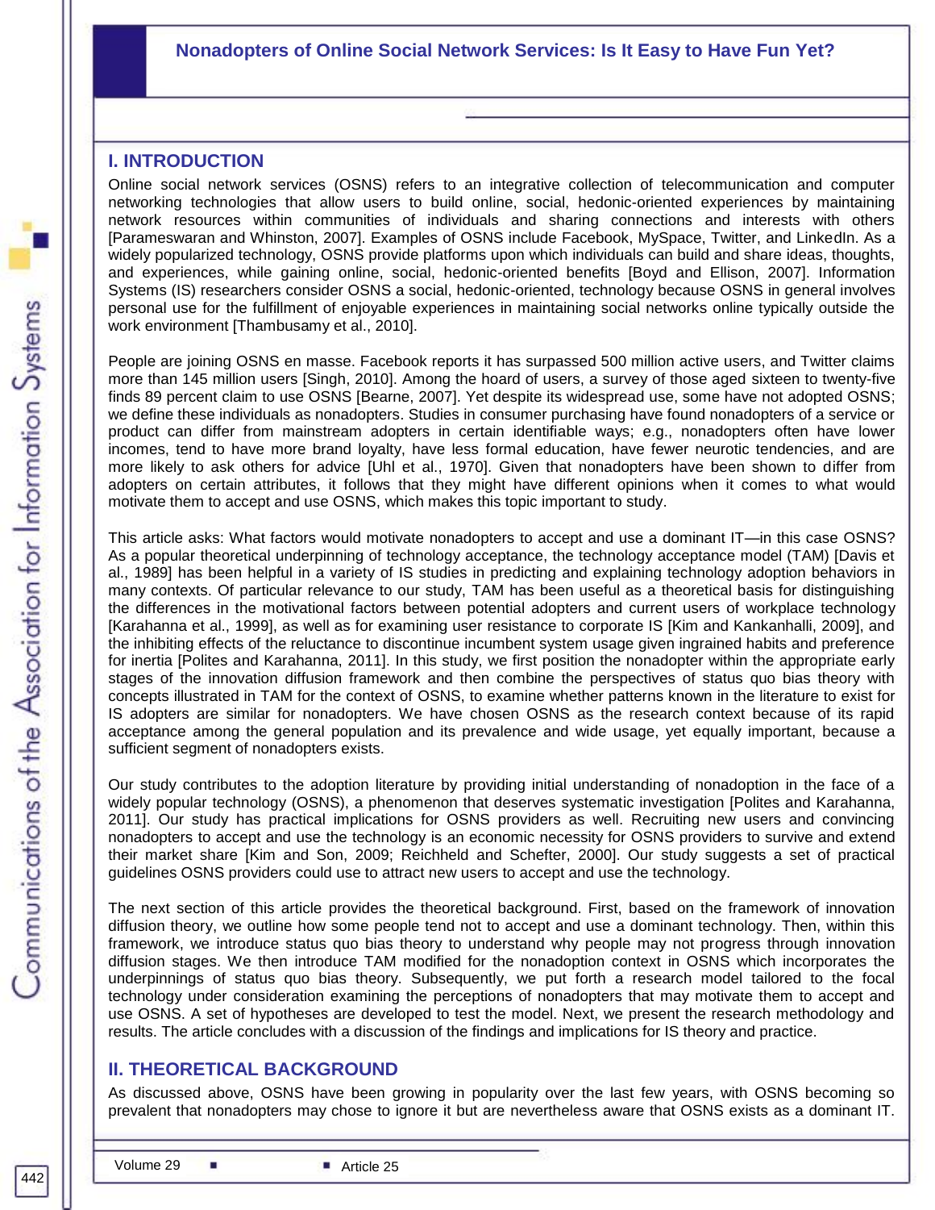## I. INTRODUCTION

Online social network services (OSNS) refers to an integrative collection of telecommunication and computer networking technologies that allow users to build online, social, hedonic-oriented experiences by maintaining network resources within communities of individuals and sharing connections and interests with others [Parameswaran and Whinston, 2007]. Examples of OSNS include Facebook, MySpace, Twitter, and LinkedIn. As a widely popularized technology, OSNS provide platforms upon which individuals can build and share ideas, thoughts, and experiences, while gaining online, social, hedonic-oriented benefits [Boyd and Ellison, 2007]. Information Systems (IS) researchers consider OSNS a social, hedonic-oriented, technology because OSNS in general involves personal use for the fulfillment of enjoyable experiences in maintaining social networks online typically outside the work environment [Thambusamy et al., 2010].

People are joining OSNS en masse. Facebook reports it has surpassed 500 million active users, and Twitter claims more than 145 million users [Singh, 2010]. Among the hoard of users, a survey of those aged sixteen to twenty-five finds 89 percent claim to use OSNS [Bearne, 2007]. Yet despite its widespread use, some have not adopted OSNS; we define these individuals as nonadopters. Studies in consumer purchasing have found nonadopters of a service or product can differ from mainstream adopters in certain identifiable ways; e.g., nonadopters often have lower incomes, tend to have more brand loyalty, have less formal education, have fewer neurotic tendencies, and are more likely to ask others for advice [Uhl et al., 1970]. Given that nonadopters have been shown to differ from adopters on certain attributes, it follows that they might have different opinions when it comes to what would motivate them to accept and use OSNS, which makes this topic important to study.

This article asks: What factors would motivate nonadopters to accept and use a dominant IT—in this case OSNS? As a popular theoretical underpinning of technology acceptance, the technology acceptance model (TAM) [Davis et al., 1989] has been helpful in a variety of IS studies in predicting and explaining technology adoption behaviors in many contexts. Of particular relevance to our study, TAM has been useful as a theoretical basis for distinguishing the differences in the motivational factors between potential adopters and current users of workplace technology [Karahanna et al., 1999], as well as for examining user resistance to corporate IS [Kim and Kankanhalli, 2009], and the inhibiting effects of the reluctance to discontinue incumbent system usage given ingrained habits and preference for inertia [Polites and Karahanna, 2011]. In this study, we first position the nonadopter within the appropriate early stages of the innovation diffusion framework and then combine the perspectives of status quo bias theory with concepts illustrated in TAM for the context of OSNS, to examine whether patterns known in the literature to exist for IS adopters are similar for nonadopters. We have chosen OSNS as the research context because of its rapid acceptance among the general population and its prevalence and wide usage, yet equally important, because a sufficient segment of nonadopters exists.

Our study contributes to the adoption literature by providing initial understanding of nonadoption in the face of a widely popular technology (OSNS), a phenomenon that deserves systematic investigation [Polites and Karahanna, 2011]. Our study has practical implications for OSNS providers as well. Recruiting new users and convincing nonadopters to accept and use the technology is an economic necessity for OSNS providers to survive and extend their market share [Kim and Son, 2009; Reichheld and Schefter, 2000]. Our study suggests a set of practical guidelines OSNS providers could use to attract new users to accept and use the technology.

The next section of this article provides the theoretical background. First, based on the framework of innovation diffusion theory, we outline how some people tend not to accept and use a dominant technology. Then, within this framework, we introduce status quo bias theory to understand why people may not progress through innovation diffusion stages. We then introduce TAM modified for the nonadoption context in OSNS which incorporates the underpinnings of status quo bias theory. Subsequently, we put forth a research model tailored to the focal technology under consideration examining the perceptions of nonadopters that may motivate them to accept and use OSNS. A set of hypotheses are developed to test the model. Next, we present the research methodology and results. The article concludes with a discussion of the findings and implications for IS theory and practice.

## II. THEORETICAL BACKGROUND

As discussed above, OSNS have been growing in popularity over the last few years, with OSNS becoming so prevalent that nonadopters may chose to ignore it but are nevertheless aware that OSNS exists as a dominant IT.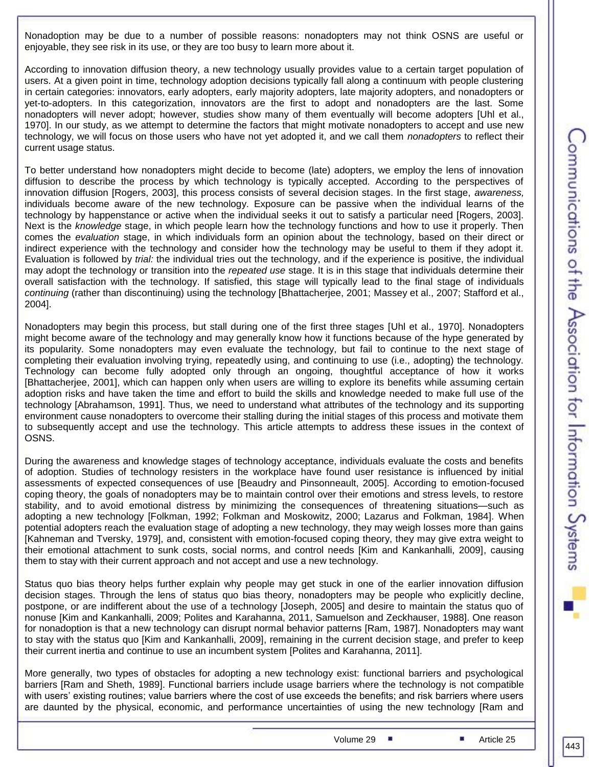Nonadoption may be due to a number of possible reasons: nonadopters may not think OSNS are useful or enjoyable, they see risk in its use, or they are too busy to learn more about it.

According to innovation diffusion theory, a new technology usually provides value to a certain target population of users. At a given point in time, technology adoption decisions typically fall along a continuum with people clustering in certain categories: innovators, early adopters, early majority adopters, late majority adopters, and nonadopters or yet-to-adopters. In this categorization, innovators are the first to adopt and nonadopters are the last. Some nonadopters will never adopt; however, studies show many of them eventually will become adopters [Uhl et al., 1970]. In our study, as we attempt to determine the factors that might motivate nonadopters to accept and use new technology, we will focus on those users who have not yet adopted it, and we call them *nonadopters* to reflect their current usage status.

To better understand how nonadopters might decide to become (late) adopters, we employ the lens of innovation diffusion to describe the process by which technology is typically accepted. According to the perspectives of innovation diffusion [Rogers, 2003], this process consists of several decision stages. In the first stage, *awareness,* individuals become aware of the new technology. Exposure can be passive when the individual learns of the technology by happenstance or active when the individual seeks it out to satisfy a particular need [Rogers, 2003]. Next is the *knowledge* stage, in which people learn how the technology functions and how to use it properly. Then comes the *evaluation* stage, in which individuals form an opinion about the technology, based on their direct or indirect experience with the technology and consider how the technology may be useful to them if they adopt it. Evaluation is followed by *trial:* the individual tries out the technology, and if the experience is positive, the individual may adopt the technology or transition into the *repeated use* stage. It is in this stage that individuals determine their overall satisfaction with the technology. If satisfied, this stage will typically lead to the final stage of individuals *continuing* (rather than discontinuing) using the technology [Bhattacherjee, 2001; Massey et al., 2007; Stafford et al., 2004].

Nonadopters may begin this process, but stall during one of the first three stages [Uhl et al., 1970]. Nonadopters might become aware of the technology and may generally know how it functions because of the hype generated by its popularity. Some nonadopters may even evaluate the technology, but fail to continue to the next stage of completing their evaluation involving trying, repeatedly using, and continuing to use (i.e., adopting) the technology. Technology can become fully adopted only through an ongoing, thoughtful acceptance of how it works [Bhattacherjee, 2001], which can happen only when users are willing to explore its benefits while assuming certain adoption risks and have taken the time and effort to build the skills and knowledge needed to make full use of the technology [Abrahamson, 1991]. Thus, we need to understand what attributes of the technology and its supporting environment cause nonadopters to overcome their stalling during the initial stages of this process and motivate them to subsequently accept and use the technology. This article attempts to address these issues in the context of OSNS.

During the awareness and knowledge stages of technology acceptance, individuals evaluate the costs and benefits of adoption. Studies of technology resisters in the workplace have found user resistance is influenced by initial assessments of expected consequences of use [Beaudry and Pinsonneault, 2005]. According to emotion-focused coping theory, the goals of nonadopters may be to maintain control over their emotions and stress levels, to restore stability, and to avoid emotional distress by minimizing the consequences of threatening situations—such as adopting a new technology [Folkman, 1992; Folkman and Moskowitz, 2000; Lazarus and Folkman, 1984]. When potential adopters reach the evaluation stage of adopting a new technology, they may weigh losses more than gains [Kahneman and Tversky, 1979], and, consistent with emotion-focused coping theory, they may give extra weight to their emotional attachment to sunk costs, social norms, and control needs [Kim and Kankanhalli, 2009], causing them to stay with their current approach and not accept and use a new technology.

Status quo bias theory helps further explain why people may get stuck in one of the earlier innovation diffusion decision stages. Through the lens of status quo bias theory, nonadopters may be people who explicitly decline, postpone, or are indifferent about the use of a technology [Joseph, 2005] and desire to maintain the status quo of nonuse [Kim and Kankanhalli, 2009; Polites and Karahanna, 2011, Samuelson and Zeckhauser, 1988]. One reason for nonadoption is that a new technology can disrupt normal behavior patterns [Ram, 1987]. Nonadopters may want to stay with the status quo [Kim and Kankanhalli, 2009], remaining in the current decision stage, and prefer to keep their current inertia and continue to use an incumbent system [Polites and Karahanna, 2011].

More generally, two types of obstacles for adopting a new technology exist: functional barriers and psychological barriers [Ram and Sheth, 1989]. Functional barriers include usage barriers where the technology is not compatible with users' existing routines; value barriers where the cost of use exceeds the benefits; and risk barriers where users are daunted by the physical, economic, and performance uncertainties of using the new technology [Ram and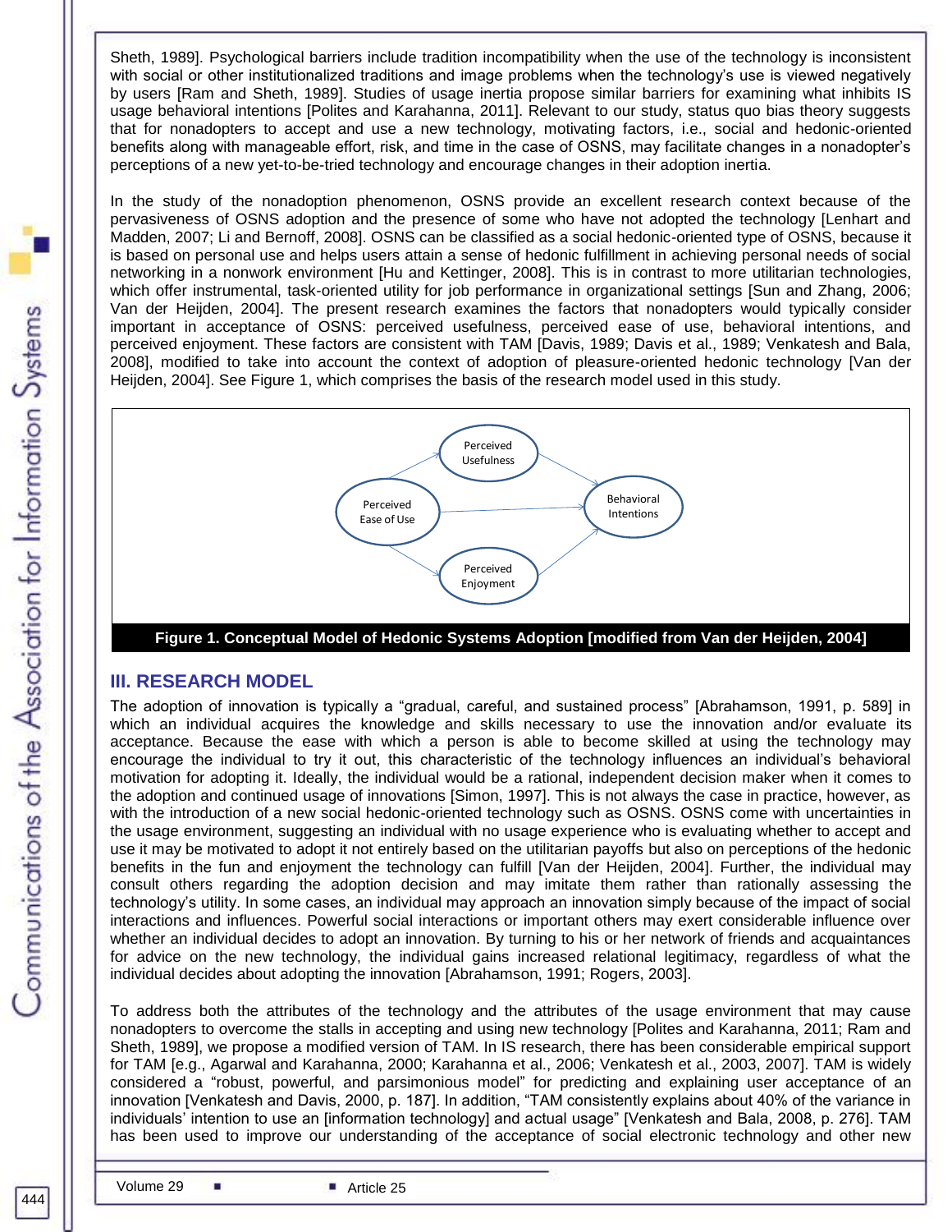Sheth, 1989]. Psychological barriers include tradition incompatibility when the use of the technology is inconsistent with social or other institutionalized traditions and image problems when the technology's use is viewed negatively by users [Ram and Sheth, 1989]. Studies of usage inertia propose similar barriers for examining what inhibits IS usage behavioral intentions [Polites and Karahanna, 2011]. Relevant to our study, status quo bias theory suggests that for nonadopters to accept and use a new technology, motivating factors, i.e., social and hedonic-oriented benefits along with manageable effort, risk, and time in the case of OSNS, may facilitate changes in a nonadopter's perceptions of a new yet-to-be-tried technology and encourage changes in their adoption inertia.

In the study of the nonadoption phenomenon, OSNS provide an excellent research context because of the pervasiveness of OSNS adoption and the presence of some who have not adopted the technology [Lenhart and Madden, 2007; Li and Bernoff, 2008]. OSNS can be classified as a social hedonic-oriented type of OSNS, because it is based on personal use and helps users attain a sense of hedonic fulfillment in achieving personal needs of social networking in a nonwork environment [Hu and Kettinger, 2008]. This is in contrast to more utilitarian technologies, which offer instrumental, task-oriented utility for job performance in organizational settings [Sun and Zhang, 2006; Van der Heijden, 2004]. The present research examines the factors that nonadopters would typically consider important in acceptance of OSNS: perceived usefulness, perceived ease of use, behavioral intentions, and perceived enjoyment. These factors are consistent with TAM [Davis, 1989; Davis et al., 1989; Venkatesh and Bala, 2008], modified to take into account the context of adoption of pleasure-oriented hedonic technology [Van der Heijden, 2004]. See Figure 1, which comprises the basis of the research model used in this study.

**Figure 1. Conceptual Model of Hedonic Systems Adoption [modified from Van der Heijden, 2004]**

## III. RESEARCH MODEL

The adoption of innovation is typically a "gradual, careful, and sustained process" [Abrahamson, 1991, p. 589] in which an individual acquires the knowledge and skills necessary to use the innovation and/or evaluate its acceptance. Because the ease with which a person is able to become skilled at using the technology may encourage the individual to try it out, this characteristic of the technology influences an individual's behavioral motivation for adopting it. Ideally, the individual would be a rational, independent decision maker when it comes to the adoption and continued usage of innovations [Simon, 1997]. This is not always the case in practice, however, as with the introduction of a new social hedonic-oriented technology such as OSNS. OSNS come with uncertainties in the usage environment, suggesting an individual with no usage experience who is evaluating whether to accept and use it may be motivated to adopt it not entirely based on the utilitarian payoffs but also on perceptions of the hedonic benefits in the fun and enjoyment the technology can fulfill [Van der Heijden, 2004]. Further, the individual may consult others regarding the adoption decision and may imitate them rather than rationally assessing the technology's utility. In some cases, an individual may approach an innovation simply because of the impact of social interactions and influences. Powerful social interactions or important others may exert considerable influence over whether an individual decides to adopt an innovation. By turning to his or her network of friends and acquaintances for advice on the new technology, the individual gains increased relational legitimacy, regardless of what the individual decides about adopting the innovation [Abrahamson, 1991; Rogers, 2003].

To address both the attributes of the technology and the attributes of the usage environment that may cause nonadopters to overcome the stalls in accepting and using new technology [Polites and Karahanna, 2011; Ram and Sheth, 1989], we propose a modified version of TAM. In IS research, there has been considerable empirical support for TAM [e.g., Agarwal and Karahanna, 2000; Karahanna et al., 2006; Venkatesh et al., 2003, 2007]. TAM is widely considered a "robust, powerful, and parsimonious model" for predicting and explaining user acceptance of an innovation [Venkatesh and Davis, 2000, p. 187]. In addition, "TAM consistently explains about 40% of the variance in individuals' intention to use an [information technology] and actual usage" [Venkatesh and Bala, 2008, p. 276]. TAM has been used to improve our understanding of the acceptance of social electronic technology and other new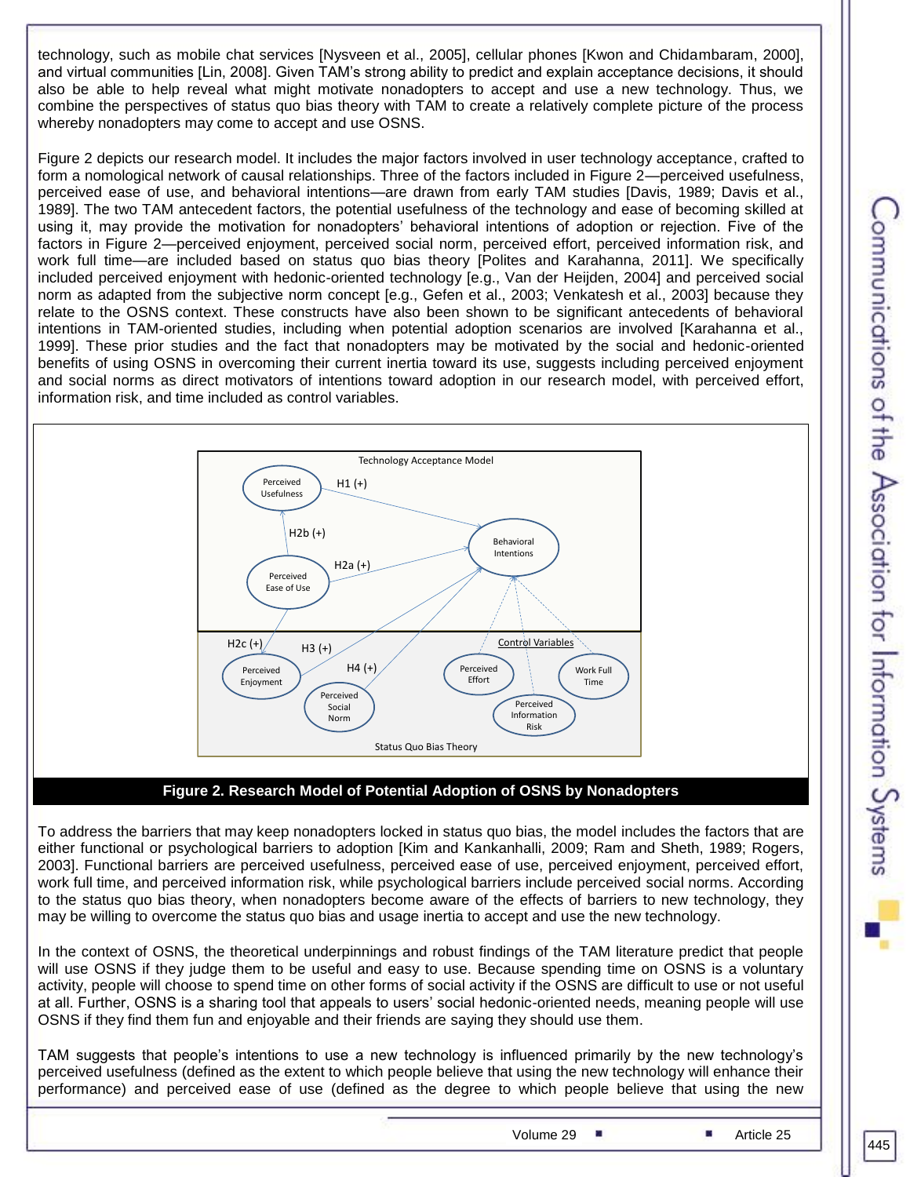technology, such as mobile chat services [Nysveen et al., 2005], cellular phones [Kwon and Chidambaram, 2000], and virtual communities [Lin, 2008]. Given TAM's strong ability to predict and explain acceptance decisions, it should also be able to help reveal what might motivate nonadopters to accept and use a new technology. Thus, we combine the perspectives of status quo bias theory with TAM to create a relatively complete picture of the process whereby nonadopters may come to accept and use OSNS.

Figure 2 depicts our research model. It includes the major factors involved in user technology acceptance, crafted to form a nomological network of causal relationships. Three of the factors included in Figure 2—perceived usefulness, perceived ease of use, and behavioral intentions—are drawn from early TAM studies [Davis, 1989; Davis et al., 1989]. The two TAM antecedent factors, the potential usefulness of the technology and ease of becoming skilled at using it, may provide the motivation for nonadopters' behavioral intentions of adoption or rejection. Five of the factors in Figure 2—perceived enjoyment, perceived social norm, perceived effort, perceived information risk, and work full time—are included based on status quo bias theory [Polites and Karahanna, 2011]. We specifically included perceived enjoyment with hedonic-oriented technology [e.g., Van der Heijden, 2004] and perceived social norm as adapted from the subjective norm concept [e.g., Gefen et al., 2003; Venkatesh et al., 2003] because they relate to the OSNS context. These constructs have also been shown to be significant antecedents of behavioral intentions in TAM-oriented studies, including when potential adoption scenarios are involved [Karahanna et al., 1999]. These prior studies and the fact that nonadopters may be motivated by the social and hedonic-oriented benefits of using OSNS in overcoming their current inertia toward its use, suggests including perceived enjoyment and social norms as direct motivators of intentions toward adoption in our research model, with perceived effort, information risk, and time included as control variables.

Technology Acceptance Model

Perceived Usefulness — H1 (+) → Behavioral Intentions

Perceived Ease of Use — H2b (+) → Perceived Usefulness

Perceived Ease of Use — H2a (+) → Behavioral Intentions

Perceived Ease of Use — H2c (+) → Perceived Enjoyment

Perceived Enjoyment — H3 (+) → Behavioral Intentions

Perceived Social Norm — H4 (+) → Behavioral Intentions

Control Variables: Perceived Effort, Perceived Information Risk, Work Full Time → Behavioral Intentions

Status Quo Bias Theory

**Figure 2. Research Model of Potential Adoption of OSNS by Nonadopters**

To address the barriers that may keep nonadopters locked in status quo bias, the model includes the factors that are either functional or psychological barriers to adoption [Kim and Kankanhalli, 2009; Ram and Sheth, 1989; Rogers, 2003]. Functional barriers are perceived usefulness, perceived ease of use, perceived enjoyment, perceived effort, work full time, and perceived information risk, while psychological barriers include perceived social norms. According to the status quo bias theory, when nonadopters become aware of the effects of barriers to new technology, they may be willing to overcome the status quo bias and usage inertia to accept and use the new technology.

In the context of OSNS, the theoretical underpinnings and robust findings of the TAM literature predict that people will use OSNS if they judge them to be useful and easy to use. Because spending time on OSNS is a voluntary activity, people will choose to spend time on other forms of social activity if the OSNS are difficult to use or not useful at all. Further, OSNS is a sharing tool that appeals to users' social hedonic-oriented needs, meaning people will use OSNS if they find them fun and enjoyable and their friends are saying they should use them.

TAM suggests that people's intentions to use a new technology is influenced primarily by the new technology's perceived usefulness (defined as the extent to which people believe that using the new technology will enhance their performance) and perceived ease of use (defined as the degree to which people believe that using the new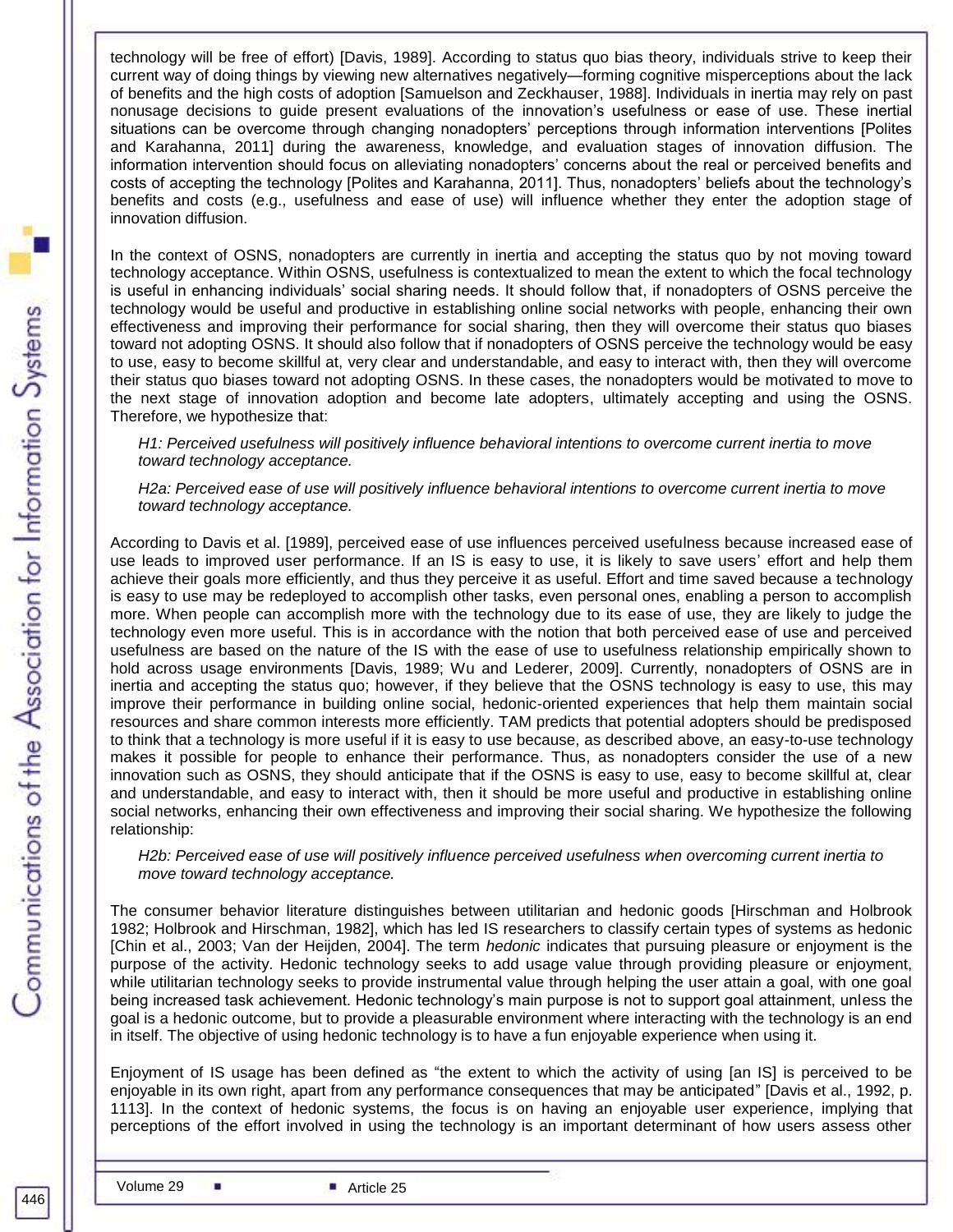technology will be free of effort) [Davis, 1989]. According to status quo bias theory, individuals strive to keep their current way of doing things by viewing new alternatives negatively—forming cognitive misperceptions about the lack of benefits and the high costs of adoption [Samuelson and Zeckhauser, 1988]. Individuals in inertia may rely on past nonusage decisions to guide present evaluations of the innovation's usefulness or ease of use. These inertial situations can be overcome through changing nonadopters' perceptions through information interventions [Polites and Karahanna, 2011] during the awareness, knowledge, and evaluation stages of innovation diffusion. The information intervention should focus on alleviating nonadopters' concerns about the real or perceived benefits and costs of accepting the technology [Polites and Karahanna, 2011]. Thus, nonadopters' beliefs about the technology's benefits and costs (e.g., usefulness and ease of use) will influence whether they enter the adoption stage of innovation diffusion.

In the context of OSNS, nonadopters are currently in inertia and accepting the status quo by not moving toward technology acceptance. Within OSNS, usefulness is contextualized to mean the extent to which the focal technology is useful in enhancing individuals' social sharing needs. It should follow that, if nonadopters of OSNS perceive the technology would be useful and productive in establishing online social networks with people, enhancing their own effectiveness and improving their performance for social sharing, then they will overcome their status quo biases toward not adopting OSNS. It should also follow that if nonadopters of OSNS perceive the technology would be easy to use, easy to become skillful at, very clear and understandable, and easy to interact with, then they will overcome their status quo biases toward not adopting OSNS. In these cases, the nonadopters would be motivated to move to the next stage of innovation adoption and become late adopters, ultimately accepting and using the OSNS. Therefore, we hypothesize that:

*H1: Perceived usefulness will positively influence behavioral intentions to overcome current inertia to move toward technology acceptance.*

*H2a: Perceived ease of use will positively influence behavioral intentions to overcome current inertia to move toward technology acceptance.*

According to Davis et al. [1989], perceived ease of use influences perceived usefulness because increased ease of use leads to improved user performance. If an IS is easy to use, it is likely to save users' effort and help them achieve their goals more efficiently, and thus they perceive it as useful. Effort and time saved because a technology is easy to use may be redeployed to accomplish other tasks, even personal ones, enabling a person to accomplish more. When people can accomplish more with the technology due to its ease of use, they are likely to judge the technology even more useful. This is in accordance with the notion that both perceived ease of use and perceived usefulness are based on the nature of the IS with the ease of use to usefulness relationship empirically shown to hold across usage environments [Davis, 1989; Wu and Lederer, 2009]. Currently, nonadopters of OSNS are in inertia and accepting the status quo; however, if they believe that the OSNS technology is easy to use, this may improve their performance in building online social, hedonic-oriented experiences that help them maintain social resources and share common interests more efficiently. TAM predicts that potential adopters should be predisposed to think that a technology is more useful if it is easy to use because, as described above, an easy-to-use technology makes it possible for people to enhance their performance. Thus, as nonadopters consider the use of a new innovation such as OSNS, they should anticipate that if the OSNS is easy to use, easy to become skillful at, clear and understandable, and easy to interact with, then it should be more useful and productive in establishing online social networks, enhancing their own effectiveness and improving their social sharing. We hypothesize the following relationship:

*H2b: Perceived ease of use will positively influence perceived usefulness when overcoming current inertia to move toward technology acceptance.*

The consumer behavior literature distinguishes between utilitarian and hedonic goods [Hirschman and Holbrook 1982; Holbrook and Hirschman, 1982], which has led IS researchers to classify certain types of systems as hedonic [Chin et al., 2003; Van der Heijden, 2004]. The term *hedonic* indicates that pursuing pleasure or enjoyment is the purpose of the activity. Hedonic technology seeks to add usage value through providing pleasure or enjoyment, while utilitarian technology seeks to provide instrumental value through helping the user attain a goal, with one goal being increased task achievement. Hedonic technology's main purpose is not to support goal attainment, unless the goal is a hedonic outcome, but to provide a pleasurable environment where interacting with the technology is an end in itself. The objective of using hedonic technology is to have a fun enjoyable experience when using it.

Enjoyment of IS usage has been defined as "the extent to which the activity of using [an IS] is perceived to be enjoyable in its own right, apart from any performance consequences that may be anticipated" [Davis et al., 1992, p. 1113]. In the context of hedonic systems, the focus is on having an enjoyable user experience, implying that perceptions of the effort involved in using the technology is an important determinant of how users assess other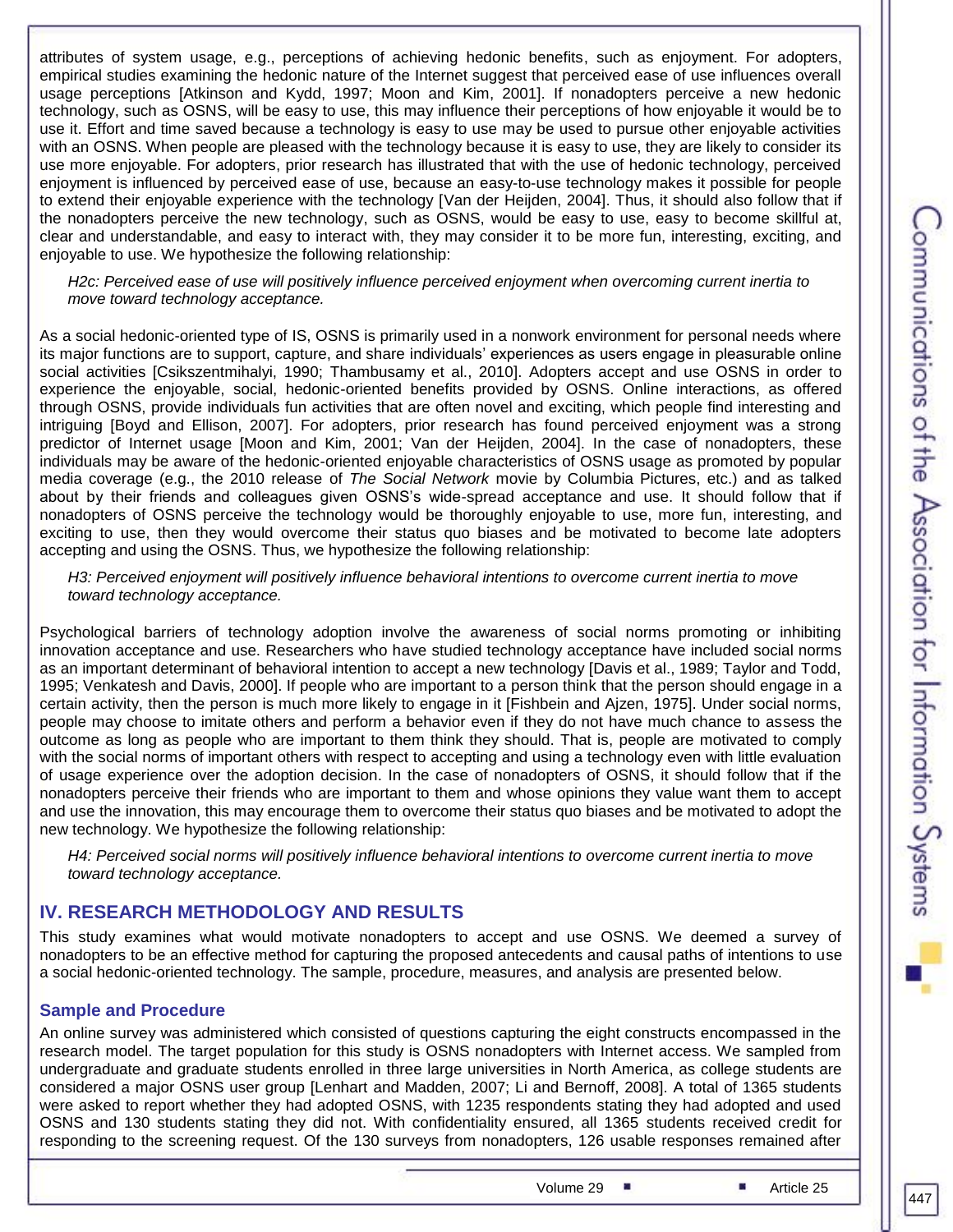attributes of system usage, e.g., perceptions of achieving hedonic benefits, such as enjoyment. For adopters, empirical studies examining the hedonic nature of the Internet suggest that perceived ease of use influences overall usage perceptions [Atkinson and Kydd, 1997; Moon and Kim, 2001]. If nonadopters perceive a new hedonic technology, such as OSNS, will be easy to use, this may influence their perceptions of how enjoyable it would be to use it. Effort and time saved because a technology is easy to use may be used to pursue other enjoyable activities with an OSNS. When people are pleased with the technology because it is easy to use, they are likely to consider its use more enjoyable. For adopters, prior research has illustrated that with the use of hedonic technology, perceived enjoyment is influenced by perceived ease of use, because an easy-to-use technology makes it possible for people to extend their enjoyable experience with the technology [Van der Heijden, 2004]. Thus, it should also follow that if the nonadopters perceive the new technology, such as OSNS, would be easy to use, easy to become skillful at, clear and understandable, and easy to interact with, they may consider it to be more fun, interesting, exciting, and enjoyable to use. We hypothesize the following relationship:

> *H2c: Perceived ease of use will positively influence perceived enjoyment when overcoming current inertia to move toward technology acceptance.*

As a social hedonic-oriented type of IS, OSNS is primarily used in a nonwork environment for personal needs where its major functions are to support, capture, and share individuals' experiences as users engage in pleasurable online social activities [Csikszentmihalyi, 1990; Thambusamy et al., 2010]. Adopters accept and use OSNS in order to experience the enjoyable, social, hedonic-oriented benefits provided by OSNS. Online interactions, as offered through OSNS, provide individuals fun activities that are often novel and exciting, which people find interesting and intriguing [Boyd and Ellison, 2007]. For adopters, prior research has found perceived enjoyment was a strong predictor of Internet usage [Moon and Kim, 2001; Van der Heijden, 2004]. In the case of nonadopters, these individuals may be aware of the hedonic-oriented enjoyable characteristics of OSNS usage as promoted by popular media coverage (e.g., the 2010 release of *The Social Network* movie by Columbia Pictures, etc.) and as talked about by their friends and colleagues given OSNS's wide-spread acceptance and use. It should follow that if nonadopters of OSNS perceive the technology would be thoroughly enjoyable to use, more fun, interesting, and exciting to use, then they would overcome their status quo biases and be motivated to become late adopters accepting and using the OSNS. Thus, we hypothesize the following relationship:

> *H3: Perceived enjoyment will positively influence behavioral intentions to overcome current inertia to move toward technology acceptance.*

Psychological barriers of technology adoption involve the awareness of social norms promoting or inhibiting innovation acceptance and use. Researchers who have studied technology acceptance have included social norms as an important determinant of behavioral intention to accept a new technology [Davis et al., 1989; Taylor and Todd, 1995; Venkatesh and Davis, 2000]. If people who are important to a person think that the person should engage in a certain activity, then the person is much more likely to engage in it [Fishbein and Ajzen, 1975]. Under social norms, people may choose to imitate others and perform a behavior even if they do not have much chance to assess the outcome as long as people who are important to them think they should. That is, people are motivated to comply with the social norms of important others with respect to accepting and using a technology even with little evaluation of usage experience over the adoption decision. In the case of nonadopters of OSNS, it should follow that if the nonadopters perceive their friends who are important to them and whose opinions they value want them to accept and use the innovation, this may encourage them to overcome their status quo biases and be motivated to adopt the new technology. We hypothesize the following relationship:

> *H4: Perceived social norms will positively influence behavioral intentions to overcome current inertia to move toward technology acceptance.*

## IV. RESEARCH METHODOLOGY AND RESULTS

This study examines what would motivate nonadopters to accept and use OSNS. We deemed a survey of nonadopters to be an effective method for capturing the proposed antecedents and causal paths of intentions to use a social hedonic-oriented technology. The sample, procedure, measures, and analysis are presented below.

### Sample and Procedure

An online survey was administered which consisted of questions capturing the eight constructs encompassed in the research model. The target population for this study is OSNS nonadopters with Internet access. We sampled from undergraduate and graduate students enrolled in three large universities in North America, as college students are considered a major OSNS user group [Lenhart and Madden, 2007; Li and Bernoff, 2008]. A total of 1365 students were asked to report whether they had adopted OSNS, with 1235 respondents stating they had adopted and used OSNS and 130 students stating they did not. With confidentiality ensured, all 1365 students received credit for responding to the screening request. Of the 130 surveys from nonadopters, 126 usable responses remained after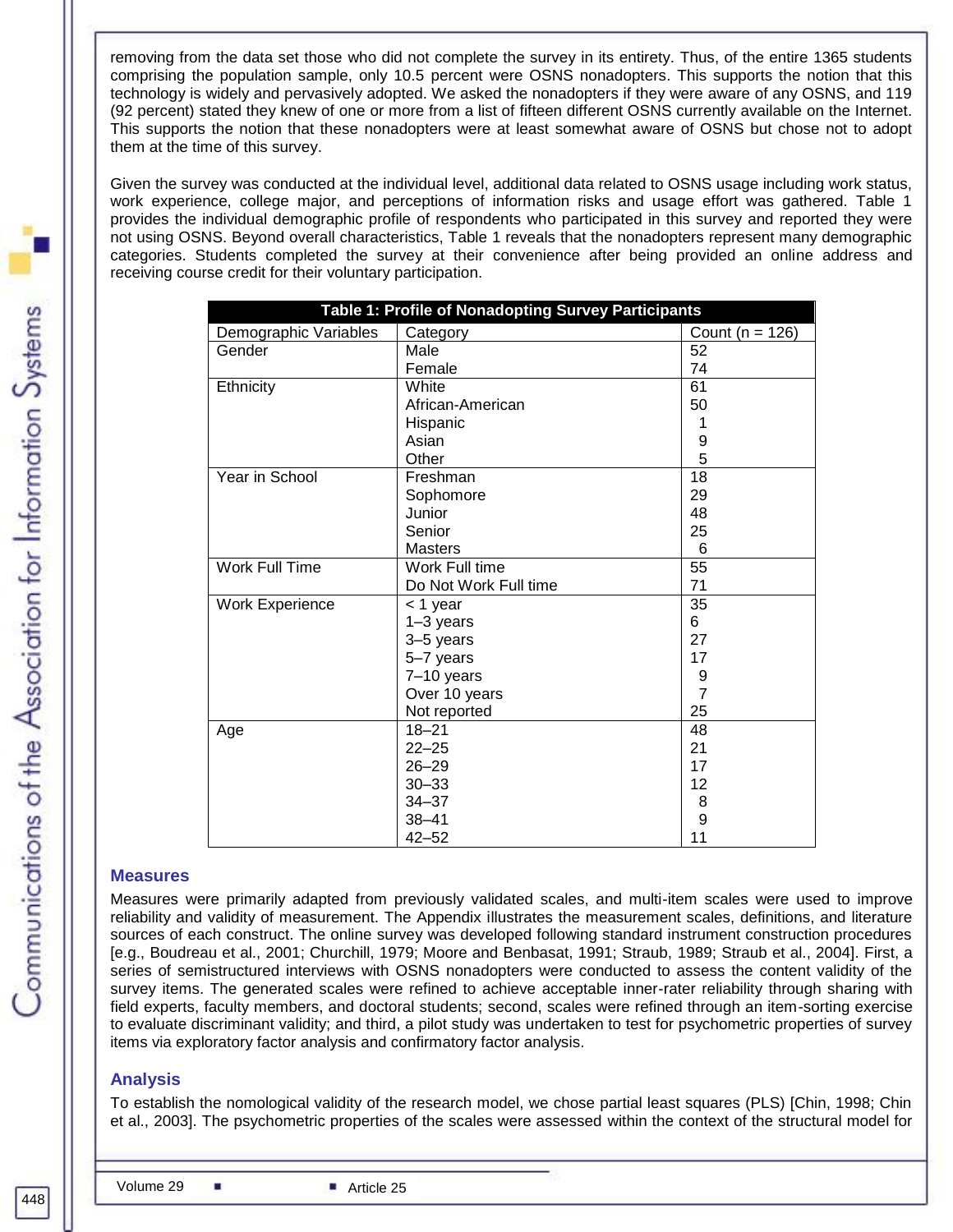removing from the data set those who did not complete the survey in its entirety. Thus, of the entire 1365 students comprising the population sample, only 10.5 percent were OSNS nonadopters. This supports the notion that this technology is widely and pervasively adopted. We asked the nonadopters if they were aware of any OSNS, and 119 (92 percent) stated they knew of one or more from a list of fifteen different OSNS currently available on the Internet. This supports the notion that these nonadopters were at least somewhat aware of OSNS but chose not to adopt them at the time of this survey.

Given the survey was conducted at the individual level, additional data related to OSNS usage including work status, work experience, college major, and perceptions of information risks and usage effort was gathered. Table 1 provides the individual demographic profile of respondents who participated in this survey and reported they were not using OSNS. Beyond overall characteristics, Table 1 reveals that the nonadopters represent many demographic categories. Students completed the survey at their convenience after being provided an online address and receiving course credit for their voluntary participation.

**Table 1: Profile of Nonadopting Survey Participants**

| Demographic Variables | Category | Count (n = 126) |
|---|---|---|
| Gender | Male | 52 |
| | Female | 74 |
| Ethnicity | White | 61 |
| | African-American | 50 |
| | Hispanic | 1 |
| | Asian | 9 |
| | Other | 5 |
| Year in School | Freshman | 18 |
| | Sophomore | 29 |
| | Junior | 48 |
| | Senior | 25 |
| | Masters | 6 |
| Work Full Time | Work Full time | 55 |
| | Do Not Work Full time | 71 |
| Work Experience | < 1 year | 35 |
| | 1–3 years | 6 |
| | 3–5 years | 27 |
| | 5–7 years | 17 |
| | 7–10 years | 9 |
| | Over 10 years | 7 |
| | Not reported | 25 |
| Age | 18–21 | 48 |
| | 22–25 | 21 |
| | 26–29 | 17 |
| | 30–33 | 12 |
| | 34–37 | 8 |
| | 38–41 | 9 |
| | 42–52 | 11 |

## Measures

Measures were primarily adapted from previously validated scales, and multi-item scales were used to improve reliability and validity of measurement. The Appendix illustrates the measurement scales, definitions, and literature sources of each construct. The online survey was developed following standard instrument construction procedures [e.g., Boudreau et al., 2001; Churchill, 1979; Moore and Benbasat, 1991; Straub, 1989; Straub et al., 2004]. First, a series of semistructured interviews with OSNS nonadopters were conducted to assess the content validity of the survey items. The generated scales were refined to achieve acceptable inner-rater reliability through sharing with field experts, faculty members, and doctoral students; second, scales were refined through an item-sorting exercise to evaluate discriminant validity; and third, a pilot study was undertaken to test for psychometric properties of survey items via exploratory factor analysis and confirmatory factor analysis.

## Analysis

To establish the nomological validity of the research model, we chose partial least squares (PLS) [Chin, 1998; Chin et al., 2003]. The psychometric properties of the scales were assessed within the context of the structural model for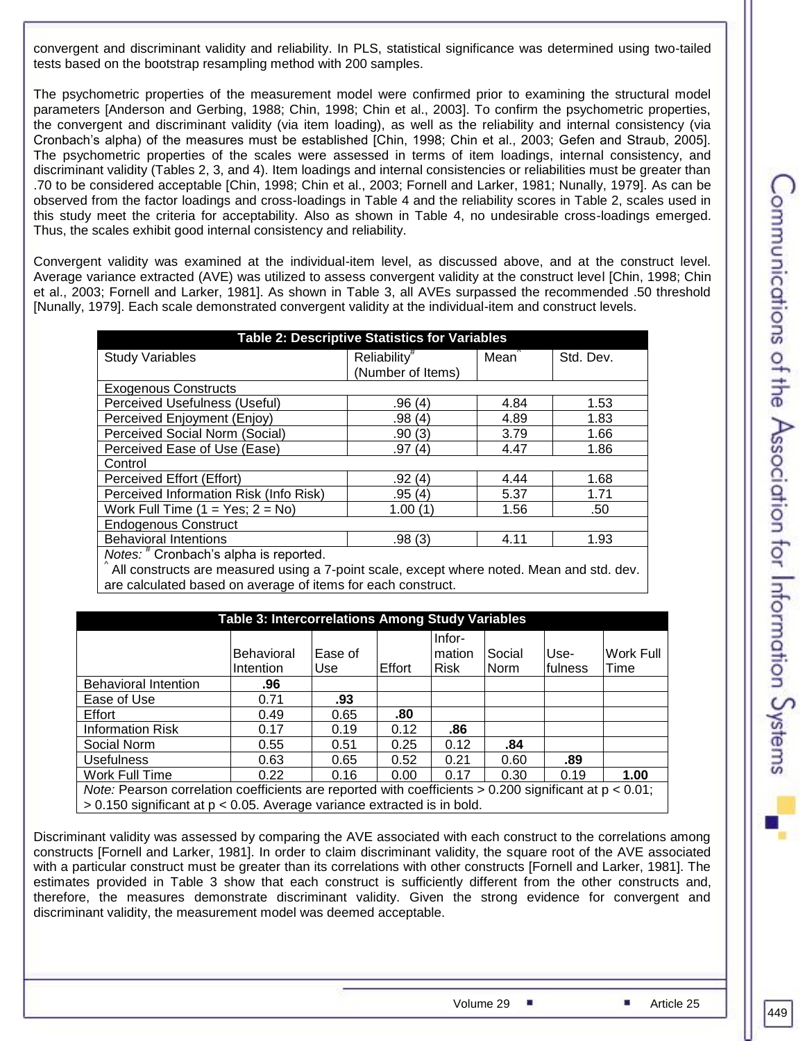convergent and discriminant validity and reliability. In PLS, statistical significance was determined using two-tailed tests based on the bootstrap resampling method with 200 samples.

The psychometric properties of the measurement model were confirmed prior to examining the structural model parameters [Anderson and Gerbing, 1988; Chin, 1998; Chin et al., 2003]. To confirm the psychometric properties, the convergent and discriminant validity (via item loading), as well as the reliability and internal consistency (via Cronbach's alpha) of the measures must be established [Chin, 1998; Chin et al., 2003; Gefen and Straub, 2005]. The psychometric properties of the scales were assessed in terms of item loadings, internal consistency, and discriminant validity (Tables 2, 3, and 4). Item loadings and internal consistencies or reliabilities must be greater than .70 to be considered acceptable [Chin, 1998; Chin et al., 2003; Fornell and Larker, 1981; Nunally, 1979]. As can be observed from the factor loadings and cross-loadings in Table 4 and the reliability scores in Table 2, scales used in this study meet the criteria for acceptability. Also as shown in Table 4, no undesirable cross-loadings emerged. Thus, the scales exhibit good internal consistency and reliability.

Convergent validity was examined at the individual-item level, as discussed above, and at the construct level. Average variance extracted (AVE) was utilized to assess convergent validity at the construct level [Chin, 1998; Chin et al., 2003; Fornell and Larker, 1981]. As shown in Table 3, all AVEs surpassed the recommended .50 threshold [Nunally, 1979]. Each scale demonstrated convergent validity at the individual-item and construct levels.

**Table 2: Descriptive Statistics for Variables**

| Study Variables | Reliability[#] (Number of Items) | Mean[^] | Std. Dev. |
|---|---|---|---|
| Exogenous Constructs | | | |
| Perceived Usefulness (Useful) | .96 (4) | 4.84 | 1.53 |
| Perceived Enjoyment (Enjoy) | .98 (4) | 4.89 | 1.83 |
| Perceived Social Norm (Social) | .90 (3) | 3.79 | 1.66 |
| Perceived Ease of Use (Ease) | .97 (4) | 4.47 | 1.86 |
| Control | | | |
| Perceived Effort (Effort) | .92 (4) | 4.44 | 1.68 |
| Perceived Information Risk (Info Risk) | .95 (4) | 5.37 | 1.71 |
| Work Full Time (1 = Yes; 2 = No) | 1.00 (1) | 1.56 | .50 |
| Endogenous Construct | | | |
| Behavioral Intentions | .98 (3) | 4.11 | 1.93 |

*Notes:* [#] Cronbach's alpha is reported.
[^] All constructs are measured using a 7-point scale, except where noted. Mean and std. dev. are calculated based on average of items for each construct.

**Table 3: Intercorrelations Among Study Variables**

| | Behavioral Intention | Ease of Use | Effort | Information Risk | Social Norm | Usefulness | Work Full Time |
|---|---|---|---|---|---|---|---|
| Behavioral Intention | **.96** | | | | | | |
| Ease of Use | 0.71 | **.93** | | | | | |
| Effort | 0.49 | 0.65 | **.80** | | | | |
| Information Risk | 0.17 | 0.19 | 0.12 | **.86** | | | |
| Social Norm | 0.55 | 0.51 | 0.25 | 0.12 | **.84** | | |
| Usefulness | 0.63 | 0.65 | 0.52 | 0.21 | 0.60 | **.89** | |
| Work Full Time | 0.22 | 0.16 | 0.00 | 0.17 | 0.30 | 0.19 | **1.00** |

*Note:* Pearson correlation coefficients are reported with coefficients > 0.200 significant at $p < 0.01$; > 0.150 significant at $p < 0.05$. Average variance extracted is in bold.

Discriminant validity was assessed by comparing the AVE associated with each construct to the correlations among constructs [Fornell and Larker, 1981]. In order to claim discriminant validity, the square root of the AVE associated with a particular construct must be greater than its correlations with other constructs [Fornell and Larker, 1981]. The estimates provided in Table 3 show that each construct is sufficiently different from the other constructs and, therefore, the measures demonstrate discriminant validity. Given the strong evidence for convergent and discriminant validity, the measurement model was deemed acceptable.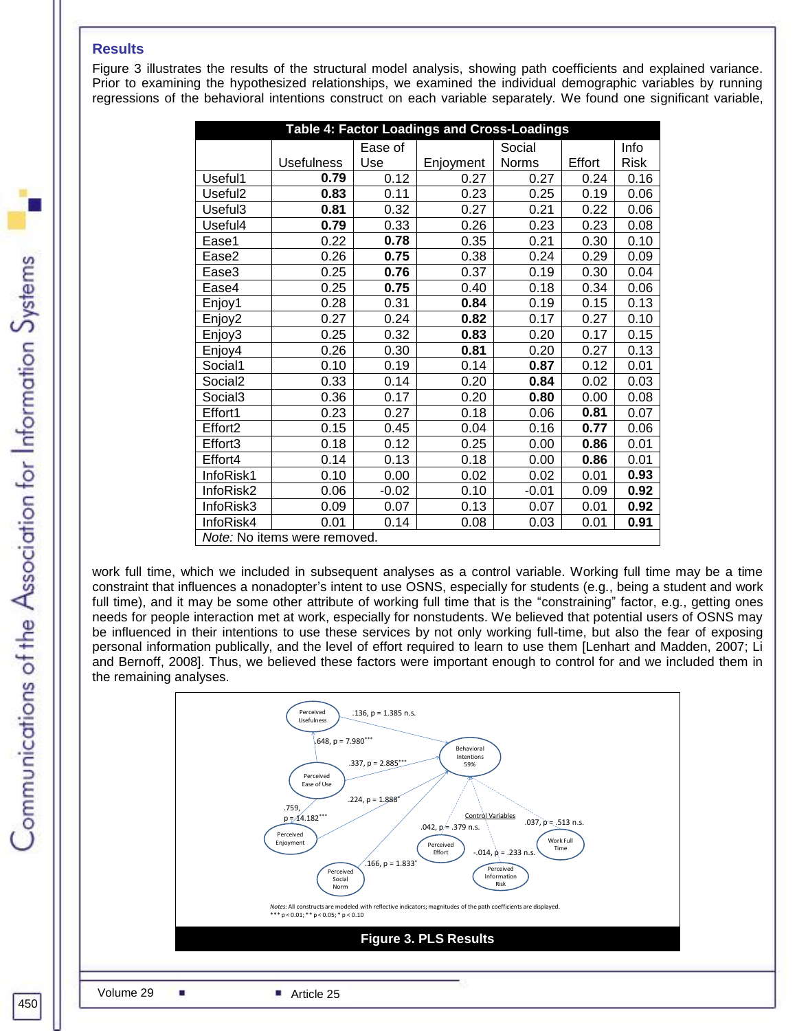## Results

Figure 3 illustrates the results of the structural model analysis, showing path coefficients and explained variance. Prior to examining the hypothesized relationships, we examined the individual demographic variables by running regressions of the behavioral intentions construct on each variable separately. We found one significant variable,

**Table 4: Factor Loadings and Cross-Loadings**

| | Usefulness | Ease of Use | Enjoyment | Social Norms | Effort | Info Risk |
|---|---|---|---|---|---|---|
| Useful1 | **0.79** | 0.12 | 0.27 | 0.27 | 0.24 | 0.16 |
| Useful2 | **0.83** | 0.11 | 0.23 | 0.25 | 0.19 | 0.06 |
| Useful3 | **0.81** | 0.32 | 0.27 | 0.21 | 0.22 | 0.06 |
| Useful4 | **0.79** | 0.33 | 0.26 | 0.23 | 0.23 | 0.08 |
| Ease1 | 0.22 | **0.78** | 0.35 | 0.21 | 0.30 | 0.10 |
| Ease2 | 0.26 | **0.75** | 0.38 | 0.24 | 0.29 | 0.09 |
| Ease3 | 0.25 | **0.76** | 0.37 | 0.19 | 0.30 | 0.04 |
| Ease4 | 0.25 | **0.75** | 0.40 | 0.18 | 0.34 | 0.06 |
| Enjoy1 | 0.28 | 0.31 | **0.84** | 0.19 | 0.15 | 0.13 |
| Enjoy2 | 0.27 | 0.24 | **0.82** | 0.17 | 0.27 | 0.10 |
| Enjoy3 | 0.25 | 0.32 | **0.83** | 0.20 | 0.17 | 0.15 |
| Enjoy4 | 0.26 | 0.30 | **0.81** | 0.20 | 0.27 | 0.13 |
| Social1 | 0.10 | 0.19 | 0.14 | **0.87** | 0.12 | 0.01 |
| Social2 | 0.33 | 0.14 | 0.20 | **0.84** | 0.02 | 0.03 |
| Social3 | 0.36 | 0.17 | 0.20 | **0.80** | 0.00 | 0.08 |
| Effort1 | 0.23 | 0.27 | 0.18 | 0.06 | **0.81** | 0.07 |
| Effort2 | 0.15 | 0.45 | 0.04 | 0.16 | **0.77** | 0.06 |
| Effort3 | 0.18 | 0.12 | 0.25 | 0.00 | **0.86** | 0.01 |
| Effort4 | 0.14 | 0.13 | 0.18 | 0.00 | **0.86** | 0.01 |
| InfoRisk1 | 0.10 | 0.00 | 0.02 | 0.02 | 0.01 | **0.93** |
| InfoRisk2 | 0.06 | -0.02 | 0.10 | -0.01 | 0.09 | **0.92** |
| InfoRisk3 | 0.09 | 0.07 | 0.13 | 0.07 | 0.01 | **0.92** |
| InfoRisk4 | 0.01 | 0.14 | 0.08 | 0.03 | 0.01 | **0.91** |

*Note:* No items were removed.

work full time, which we included in subsequent analyses as a control variable. Working full time may be a time constraint that influences a nonadopter's intent to use OSNS, especially for students (e.g., being a student and work full time), and it may be some other attribute of working full time that is the "constraining" factor, e.g., getting ones needs for people interaction met at work, especially for nonstudents. We believed that potential users of OSNS may be influenced in their intentions to use these services by not only working full-time, but also the fear of exposing personal information publically, and the level of effort required to learn to use them [Lenhart and Madden, 2007; Li and Bernoff, 2008]. Thus, we believed these factors were important enough to control for and we included them in the remaining analyses.

*Notes:* All constructs are modeled with reflective indicators; magnitudes of the path coefficients are displayed.
*** $p < 0.01$; ** $p < 0.05$; * $p < 0.10$

**Figure 3. PLS Results**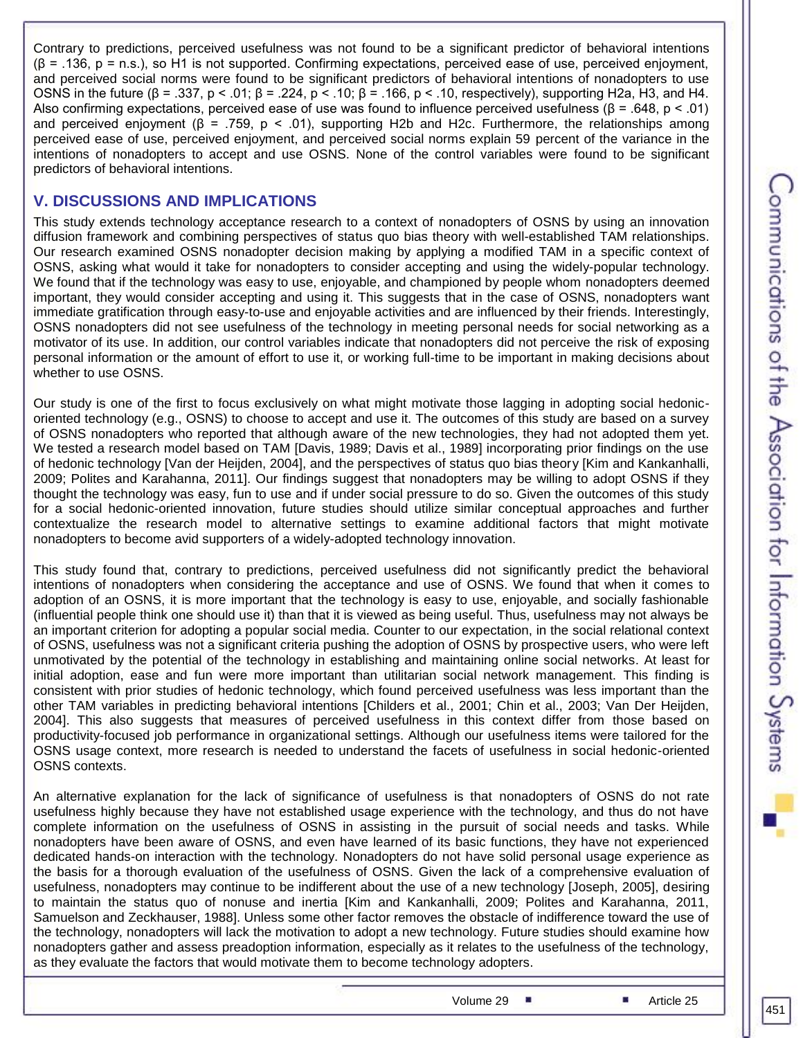Contrary to predictions, perceived usefulness was not found to be a significant predictor of behavioral intentions (β = .136, p = n.s.), so H1 is not supported. Confirming expectations, perceived ease of use, perceived enjoyment, and perceived social norms were found to be significant predictors of behavioral intentions of nonadopters to use OSNS in the future (β = .337, $p < .01$; β = .224, $p < .10$; β = .166, $p < .10$, respectively), supporting H2a, H3, and H4. Also confirming expectations, perceived ease of use was found to influence perceived usefulness (β = .648, $p < .01$) and perceived enjoyment (β = .759, $p < .01$), supporting H2b and H2c. Furthermore, the relationships among perceived ease of use, perceived enjoyment, and perceived social norms explain 59 percent of the variance in the intentions of nonadopters to accept and use OSNS. None of the control variables were found to be significant predictors of behavioral intentions.

## V. DISCUSSIONS AND IMPLICATIONS

This study extends technology acceptance research to a context of nonadopters of OSNS by using an innovation diffusion framework and combining perspectives of status quo bias theory with well-established TAM relationships. Our research examined OSNS nonadopter decision making by applying a modified TAM in a specific context of OSNS, asking what would it take for nonadopters to consider accepting and using the widely-popular technology. We found that if the technology was easy to use, enjoyable, and championed by people whom nonadopters deemed important, they would consider accepting and using it. This suggests that in the case of OSNS, nonadopters want immediate gratification through easy-to-use and enjoyable activities and are influenced by their friends. Interestingly, OSNS nonadopters did not see usefulness of the technology in meeting personal needs for social networking as a motivator of its use. In addition, our control variables indicate that nonadopters did not perceive the risk of exposing personal information or the amount of effort to use it, or working full-time to be important in making decisions about whether to use OSNS.

Our study is one of the first to focus exclusively on what might motivate those lagging in adopting social hedonic-oriented technology (e.g., OSNS) to choose to accept and use it. The outcomes of this study are based on a survey of OSNS nonadopters who reported that although aware of the new technologies, they had not adopted them yet. We tested a research model based on TAM [Davis, 1989; Davis et al., 1989] incorporating prior findings on the use of hedonic technology [Van der Heijden, 2004], and the perspectives of status quo bias theory [Kim and Kankanhalli, 2009; Polites and Karahanna, 2011]. Our findings suggest that nonadopters may be willing to adopt OSNS if they thought the technology was easy, fun to use and if under social pressure to do so. Given the outcomes of this study for a social hedonic-oriented innovation, future studies should utilize similar conceptual approaches and further contextualize the research model to alternative settings to examine additional factors that might motivate nonadopters to become avid supporters of a widely-adopted technology innovation.

This study found that, contrary to predictions, perceived usefulness did not significantly predict the behavioral intentions of nonadopters when considering the acceptance and use of OSNS. We found that when it comes to adoption of an OSNS, it is more important that the technology is easy to use, enjoyable, and socially fashionable (influential people think one should use it) than that it is viewed as being useful. Thus, usefulness may not always be an important criterion for adopting a popular social media. Counter to our expectation, in the social relational context of OSNS, usefulness was not a significant criteria pushing the adoption of OSNS by prospective users, who were left unmotivated by the potential of the technology in establishing and maintaining online social networks. At least for initial adoption, ease and fun were more important than utilitarian social network management. This finding is consistent with prior studies of hedonic technology, which found perceived usefulness was less important than the other TAM variables in predicting behavioral intentions [Childers et al., 2001; Chin et al., 2003; Van Der Heijden, 2004]. This also suggests that measures of perceived usefulness in this context differ from those based on productivity-focused job performance in organizational settings. Although our usefulness items were tailored for the OSNS usage context, more research is needed to understand the facets of usefulness in social hedonic-oriented OSNS contexts.

An alternative explanation for the lack of significance of usefulness is that nonadopters of OSNS do not rate usefulness highly because they have not established usage experience with the technology, and thus do not have complete information on the usefulness of OSNS in assisting in the pursuit of social needs and tasks. While nonadopters have been aware of OSNS, and even have learned of its basic functions, they have not experienced dedicated hands-on interaction with the technology. Nonadopters do not have solid personal usage experience as the basis for a thorough evaluation of the usefulness of OSNS. Given the lack of a comprehensive evaluation of usefulness, nonadopters may continue to be indifferent about the use of a new technology [Joseph, 2005], desiring to maintain the status quo of nonuse and inertia [Kim and Kankanhalli, 2009; Polites and Karahanna, 2011, Samuelson and Zeckhauser, 1988]. Unless some other factor removes the obstacle of indifference toward the use of the technology, nonadopters will lack the motivation to adopt a new technology. Future studies should examine how nonadopters gather and assess preadoption information, especially as it relates to the usefulness of the technology, as they evaluate the factors that would motivate them to become technology adopters.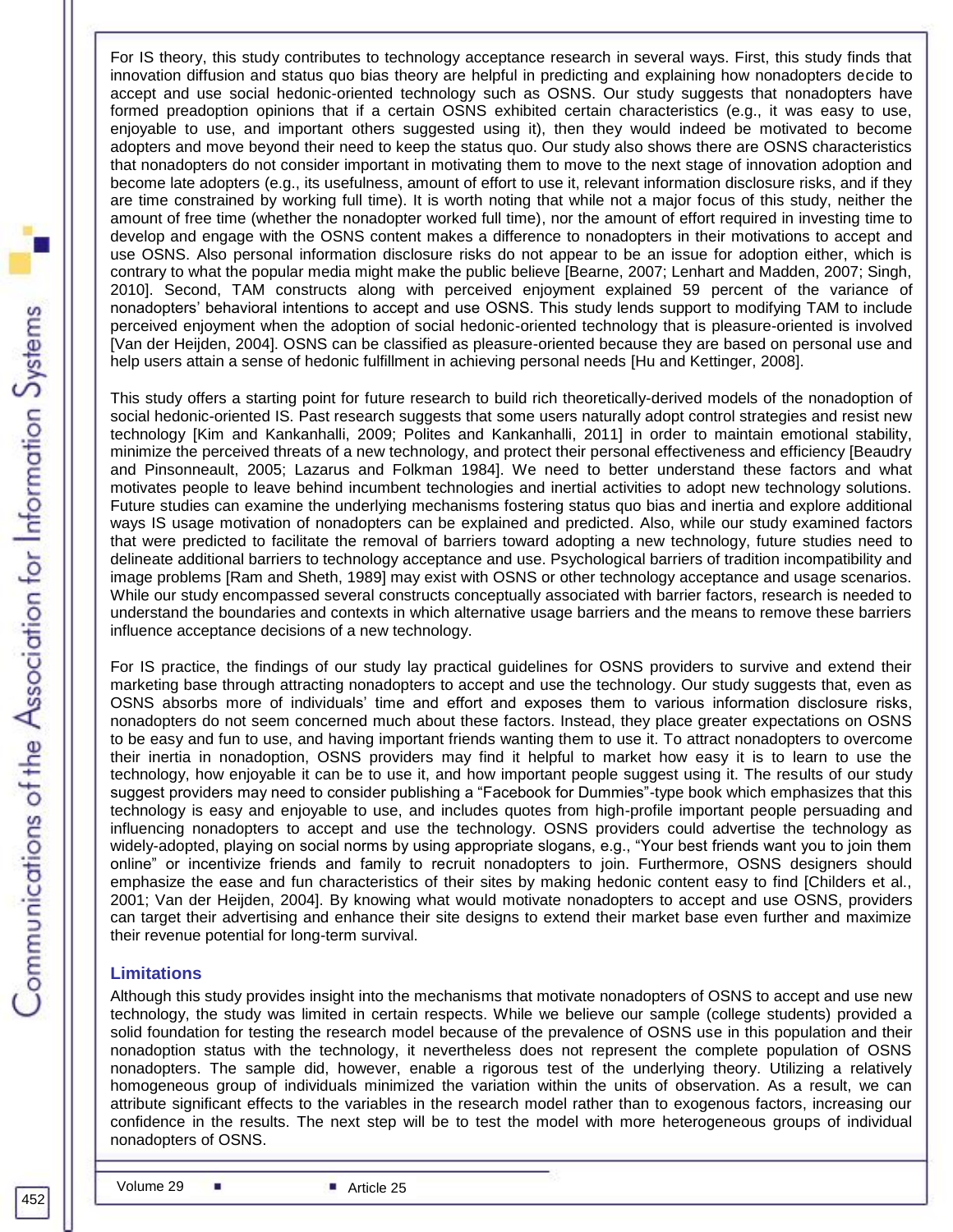For IS theory, this study contributes to technology acceptance research in several ways. First, this study finds that innovation diffusion and status quo bias theory are helpful in predicting and explaining how nonadopters decide to accept and use social hedonic-oriented technology such as OSNS. Our study suggests that nonadopters have formed preadoption opinions that if a certain OSNS exhibited certain characteristics (e.g., it was easy to use, enjoyable to use, and important others suggested using it), then they would indeed be motivated to become adopters and move beyond their need to keep the status quo. Our study also shows there are OSNS characteristics that nonadopters do not consider important in motivating them to move to the next stage of innovation adoption and become late adopters (e.g., its usefulness, amount of effort to use it, relevant information disclosure risks, and if they are time constrained by working full time). It is worth noting that while not a major focus of this study, neither the amount of free time (whether the nonadopter worked full time), nor the amount of effort required in investing time to develop and engage with the OSNS content makes a difference to nonadopters in their motivations to accept and use OSNS. Also personal information disclosure risks do not appear to be an issue for adoption either, which is contrary to what the popular media might make the public believe [Bearne, 2007; Lenhart and Madden, 2007; Singh, 2010]. Second, TAM constructs along with perceived enjoyment explained 59 percent of the variance of nonadopters' behavioral intentions to accept and use OSNS. This study lends support to modifying TAM to include perceived enjoyment when the adoption of social hedonic-oriented technology that is pleasure-oriented is involved [Van der Heijden, 2004]. OSNS can be classified as pleasure-oriented because they are based on personal use and help users attain a sense of hedonic fulfillment in achieving personal needs [Hu and Kettinger, 2008].

This study offers a starting point for future research to build rich theoretically-derived models of the nonadoption of social hedonic-oriented IS. Past research suggests that some users naturally adopt control strategies and resist new technology [Kim and Kankanhalli, 2009; Polites and Kankanhalli, 2011] in order to maintain emotional stability, minimize the perceived threats of a new technology, and protect their personal effectiveness and efficiency [Beaudry and Pinsonneault, 2005; Lazarus and Folkman 1984]. We need to better understand these factors and what motivates people to leave behind incumbent technologies and inertial activities to adopt new technology solutions. Future studies can examine the underlying mechanisms fostering status quo bias and inertia and explore additional ways IS usage motivation of nonadopters can be explained and predicted. Also, while our study examined factors that were predicted to facilitate the removal of barriers toward adopting a new technology, future studies need to delineate additional barriers to technology acceptance and use. Psychological barriers of tradition incompatibility and image problems [Ram and Sheth, 1989] may exist with OSNS or other technology acceptance and usage scenarios. While our study encompassed several constructs conceptually associated with barrier factors, research is needed to understand the boundaries and contexts in which alternative usage barriers and the means to remove these barriers influence acceptance decisions of a new technology.

For IS practice, the findings of our study lay practical guidelines for OSNS providers to survive and extend their marketing base through attracting nonadopters to accept and use the technology. Our study suggests that, even as OSNS absorbs more of individuals' time and effort and exposes them to various information disclosure risks, nonadopters do not seem concerned much about these factors. Instead, they place greater expectations on OSNS to be easy and fun to use, and having important friends wanting them to use it. To attract nonadopters to overcome their inertia in nonadoption, OSNS providers may find it helpful to market how easy it is to learn to use the technology, how enjoyable it can be to use it, and how important people suggest using it. The results of our study suggest providers may need to consider publishing a "Facebook for Dummies"-type book which emphasizes that this technology is easy and enjoyable to use, and includes quotes from high-profile important people persuading and influencing nonadopters to accept and use the technology. OSNS providers could advertise the technology as widely-adopted, playing on social norms by using appropriate slogans, e.g., "Your best friends want you to join them online" or incentivize friends and family to recruit nonadopters to join. Furthermore, OSNS designers should emphasize the ease and fun characteristics of their sites by making hedonic content easy to find [Childers et al., 2001; Van der Heijden, 2004]. By knowing what would motivate nonadopters to accept and use OSNS, providers can target their advertising and enhance their site designs to extend their market base even further and maximize their revenue potential for long-term survival.

### Limitations

Although this study provides insight into the mechanisms that motivate nonadopters of OSNS to accept and use new technology, the study was limited in certain respects. While we believe our sample (college students) provided a solid foundation for testing the research model because of the prevalence of OSNS use in this population and their nonadoption status with the technology, it nevertheless does not represent the complete population of OSNS nonadopters. The sample did, however, enable a rigorous test of the underlying theory. Utilizing a relatively homogeneous group of individuals minimized the variation within the units of observation. As a result, we can attribute significant effects to the variables in the research model rather than to exogenous factors, increasing our confidence in the results. The next step will be to test the model with more heterogeneous groups of individual nonadopters of OSNS.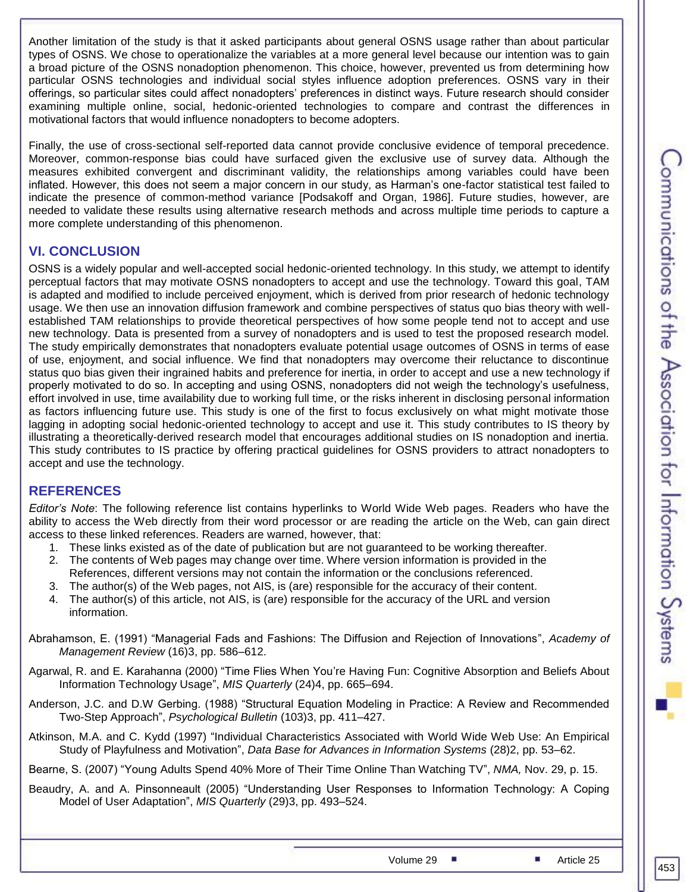Another limitation of the study is that it asked participants about general OSNS usage rather than about particular types of OSNS. We chose to operationalize the variables at a more general level because our intention was to gain a broad picture of the OSNS nonadoption phenomenon. This choice, however, prevented us from determining how particular OSNS technologies and individual social styles influence adoption preferences. OSNS vary in their offerings, so particular sites could affect nonadopters' preferences in distinct ways. Future research should consider examining multiple online, social, hedonic-oriented technologies to compare and contrast the differences in motivational factors that would influence nonadopters to become adopters.

Finally, the use of cross-sectional self-reported data cannot provide conclusive evidence of temporal precedence. Moreover, common-response bias could have surfaced given the exclusive use of survey data. Although the measures exhibited convergent and discriminant validity, the relationships among variables could have been inflated. However, this does not seem a major concern in our study, as Harman's one-factor statistical test failed to indicate the presence of common-method variance [Podsakoff and Organ, 1986]. Future studies, however, are needed to validate these results using alternative research methods and across multiple time periods to capture a more complete understanding of this phenomenon.

## VI. CONCLUSION

OSNS is a widely popular and well-accepted social hedonic-oriented technology. In this study, we attempt to identify perceptual factors that may motivate OSNS nonadopters to accept and use the technology. Toward this goal, TAM is adapted and modified to include perceived enjoyment, which is derived from prior research of hedonic technology usage. We then use an innovation diffusion framework and combine perspectives of status quo bias theory with well-established TAM relationships to provide theoretical perspectives of how some people tend not to accept and use new technology. Data is presented from a survey of nonadopters and is used to test the proposed research model. The study empirically demonstrates that nonadopters evaluate potential usage outcomes of OSNS in terms of ease of use, enjoyment, and social influence. We find that nonadopters may overcome their reluctance to discontinue status quo bias given their ingrained habits and preference for inertia, in order to accept and use a new technology if properly motivated to do so. In accepting and using OSNS, nonadopters did not weigh the technology's usefulness, effort involved in use, time availability due to working full time, or the risks inherent in disclosing personal information as factors influencing future use. This study is one of the first to focus exclusively on what might motivate those lagging in adopting social hedonic-oriented technology to accept and use it. This study contributes to IS theory by illustrating a theoretically-derived research model that encourages additional studies on IS nonadoption and inertia. This study contributes to IS practice by offering practical guidelines for OSNS providers to attract nonadopters to accept and use the technology.

## REFERENCES

*Editor's Note*: The following reference list contains hyperlinks to World Wide Web pages. Readers who have the ability to access the Web directly from their word processor or are reading the article on the Web, can gain direct access to these linked references. Readers are warned, however, that:

1. These links existed as of the date of publication but are not guaranteed to be working thereafter.
2. The contents of Web pages may change over time. Where version information is provided in the References, different versions may not contain the information or the conclusions referenced.
3. The author(s) of the Web pages, not AIS, is (are) responsible for the accuracy of their content.
4. The author(s) of this article, not AIS, is (are) responsible for the accuracy of the URL and version information.

Abrahamson, E. (1991) "Managerial Fads and Fashions: The Diffusion and Rejection of Innovations", *Academy of Management Review* (16)3, pp. 586–612.

Agarwal, R. and E. Karahanna (2000) "Time Flies When You're Having Fun: Cognitive Absorption and Beliefs About Information Technology Usage", *MIS Quarterly* (24)4, pp. 665–694.

Anderson, J.C. and D.W Gerbing. (1988) "Structural Equation Modeling in Practice: A Review and Recommended Two-Step Approach", *Psychological Bulletin* (103)3, pp. 411–427.

Atkinson, M.A. and C. Kydd (1997) "Individual Characteristics Associated with World Wide Web Use: An Empirical Study of Playfulness and Motivation", *Data Base for Advances in Information Systems* (28)2, pp. 53–62.

Bearne, S. (2007) "Young Adults Spend 40% More of Their Time Online Than Watching TV", *NMA,* Nov. 29, p. 15.

Beaudry, A. and A. Pinsonneault (2005) "Understanding User Responses to Information Technology: A Coping Model of User Adaptation", *MIS Quarterly* (29)3, pp. 493–524.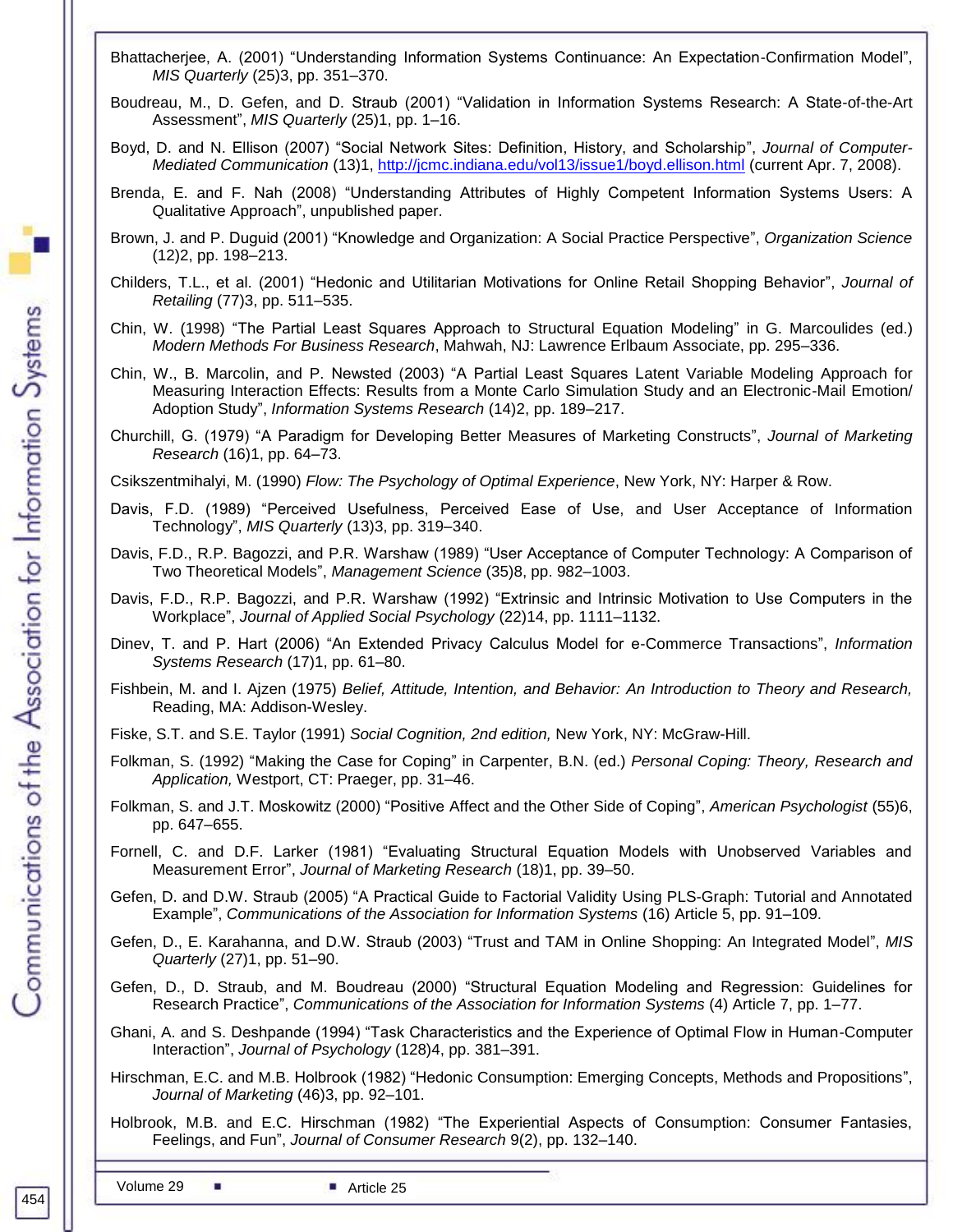Bhattacherjee, A. (2001) “Understanding Information Systems Continuance: An Expectation-Confirmation Model”, *MIS Quarterly* (25)3, pp. 351–370.

Boudreau, M., D. Gefen, and D. Straub (2001) “Validation in Information Systems Research: A State-of-the-Art Assessment”, *MIS Quarterly* (25)1, pp. 1–16.

Boyd, D. and N. Ellison (2007) “Social Network Sites: Definition, History, and Scholarship”, *Journal of Computer-Mediated Communication* (13)1, http://jcmc.indiana.edu/vol13/issue1/boyd.ellison.html (current Apr. 7, 2008).

Brenda, E. and F. Nah (2008) “Understanding Attributes of Highly Competent Information Systems Users: A Qualitative Approach”, unpublished paper.

Brown, J. and P. Duguid (2001) “Knowledge and Organization: A Social Practice Perspective”, *Organization Science* (12)2, pp. 198–213.

Childers, T.L., et al. (2001) “Hedonic and Utilitarian Motivations for Online Retail Shopping Behavior”, *Journal of Retailing* (77)3, pp. 511–535.

Chin, W. (1998) “The Partial Least Squares Approach to Structural Equation Modeling” in G. Marcoulides (ed.) *Modern Methods For Business Research*, Mahwah, NJ: Lawrence Erlbaum Associate, pp. 295–336.

Chin, W., B. Marcolin, and P. Newsted (2003) “A Partial Least Squares Latent Variable Modeling Approach for Measuring Interaction Effects: Results from a Monte Carlo Simulation Study and an Electronic-Mail Emotion/ Adoption Study”, *Information Systems Research* (14)2, pp. 189–217.

Churchill, G. (1979) “A Paradigm for Developing Better Measures of Marketing Constructs”, *Journal of Marketing Research* (16)1, pp. 64–73.

Csikszentmihalyi, M. (1990) *Flow: The Psychology of Optimal Experience*, New York, NY: Harper & Row.

Davis, F.D. (1989) “Perceived Usefulness, Perceived Ease of Use, and User Acceptance of Information Technology”, *MIS Quarterly* (13)3, pp. 319–340.

Davis, F.D., R.P. Bagozzi, and P.R. Warshaw (1989) “User Acceptance of Computer Technology: A Comparison of Two Theoretical Models”, *Management Science* (35)8, pp. 982–1003.

Davis, F.D., R.P. Bagozzi, and P.R. Warshaw (1992) “Extrinsic and Intrinsic Motivation to Use Computers in the Workplace”, *Journal of Applied Social Psychology* (22)14, pp. 1111–1132.

Dinev, T. and P. Hart (2006) “An Extended Privacy Calculus Model for e-Commerce Transactions”, *Information Systems Research* (17)1, pp. 61–80.

Fishbein, M. and I. Ajzen (1975) *Belief, Attitude, Intention, and Behavior: An Introduction to Theory and Research,* Reading, MA: Addison-Wesley.

Fiske, S.T. and S.E. Taylor (1991) *Social Cognition, 2nd edition,* New York, NY: McGraw-Hill.

Folkman, S. (1992) “Making the Case for Coping” in Carpenter, B.N. (ed.) *Personal Coping: Theory, Research and Application,* Westport, CT: Praeger, pp. 31–46.

Folkman, S. and J.T. Moskowitz (2000) “Positive Affect and the Other Side of Coping”, *American Psychologist* (55)6, pp. 647–655.

Fornell, C. and D.F. Larker (1981) “Evaluating Structural Equation Models with Unobserved Variables and Measurement Error”, *Journal of Marketing Research* (18)1, pp. 39–50.

Gefen, D. and D.W. Straub (2005) “A Practical Guide to Factorial Validity Using PLS-Graph: Tutorial and Annotated Example”, *Communications of the Association for Information Systems* (16) Article 5, pp. 91–109.

Gefen, D., E. Karahanna, and D.W. Straub (2003) “Trust and TAM in Online Shopping: An Integrated Model”, *MIS Quarterly* (27)1, pp. 51–90.

Gefen, D., D. Straub, and M. Boudreau (2000) “Structural Equation Modeling and Regression: Guidelines for Research Practice”, *Communications of the Association for Information Systems* (4) Article 7, pp. 1–77.

Ghani, A. and S. Deshpande (1994) “Task Characteristics and the Experience of Optimal Flow in Human-Computer Interaction”, *Journal of Psychology* (128)4, pp. 381–391.

Hirschman, E.C. and M.B. Holbrook (1982) “Hedonic Consumption: Emerging Concepts, Methods and Propositions”, *Journal of Marketing* (46)3, pp. 92–101.

Holbrook, M.B. and E.C. Hirschman (1982) “The Experiential Aspects of Consumption: Consumer Fantasies, Feelings, and Fun”, *Journal of Consumer Research* 9(2), pp. 132–140.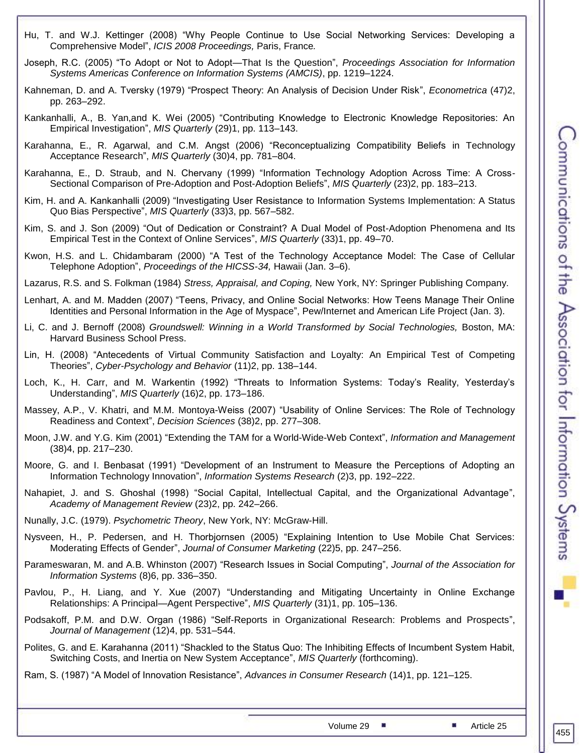Hu, T. and W.J. Kettinger (2008) “Why People Continue to Use Social Networking Services: Developing a Comprehensive Model”, *ICIS 2008 Proceedings,* Paris, France.

Joseph, R.C. (2005) “To Adopt or Not to Adopt—That Is the Question”, *Proceedings Association for Information Systems Americas Conference on Information Systems (AMCIS)*, pp. 1219–1224.

Kahneman, D. and A. Tversky (1979) “Prospect Theory: An Analysis of Decision Under Risk”, *Econometrica* (47)2, pp. 263–292.

Kankanhalli, A., B. Yan,and K. Wei (2005) “Contributing Knowledge to Electronic Knowledge Repositories: An Empirical Investigation”, *MIS Quarterly* (29)1, pp. 113–143.

Karahanna, E., R. Agarwal, and C.M. Angst (2006) “Reconceptualizing Compatibility Beliefs in Technology Acceptance Research”, *MIS Quarterly* (30)4, pp. 781–804.

Karahanna, E., D. Straub, and N. Chervany (1999) “Information Technology Adoption Across Time: A Cross-Sectional Comparison of Pre-Adoption and Post-Adoption Beliefs”, *MIS Quarterly* (23)2, pp. 183–213.

Kim, H. and A. Kankanhalli (2009) “Investigating User Resistance to Information Systems Implementation: A Status Quo Bias Perspective”, *MIS Quarterly* (33)3, pp. 567–582.

Kim, S. and J. Son (2009) “Out of Dedication or Constraint? A Dual Model of Post-Adoption Phenomena and Its Empirical Test in the Context of Online Services”, *MIS Quarterly* (33)1, pp. 49–70.

Kwon, H.S. and L. Chidambaram (2000) “A Test of the Technology Acceptance Model: The Case of Cellular Telephone Adoption”, *Proceedings of the HICSS-34,* Hawaii (Jan. 3–6).

Lazarus, R.S. and S. Folkman (1984) *Stress, Appraisal, and Coping,* New York, NY: Springer Publishing Company.

Lenhart, A. and M. Madden (2007) “Teens, Privacy, and Online Social Networks: How Teens Manage Their Online Identities and Personal Information in the Age of Myspace”, Pew/Internet and American Life Project (Jan. 3).

Li, C. and J. Bernoff (2008) *Groundswell: Winning in a World Transformed by Social Technologies,* Boston, MA: Harvard Business School Press.

Lin, H. (2008) “Antecedents of Virtual Community Satisfaction and Loyalty: An Empirical Test of Competing Theories”, *Cyber-Psychology and Behavior* (11)2, pp. 138–144.

Loch, K., H. Carr, and M. Warkentin (1992) “Threats to Information Systems: Today’s Reality, Yesterday’s Understanding”, *MIS Quarterly* (16)2, pp. 173–186.

Massey, A.P., V. Khatri, and M.M. Montoya-Weiss (2007) “Usability of Online Services: The Role of Technology Readiness and Context”, *Decision Sciences* (38)2, pp. 277–308.

Moon, J.W. and Y.G. Kim (2001) “Extending the TAM for a World-Wide-Web Context”, *Information and Management* (38)4, pp. 217–230.

Moore, G. and I. Benbasat (1991) “Development of an Instrument to Measure the Perceptions of Adopting an Information Technology Innovation”, *Information Systems Research* (2)3, pp. 192–222.

Nahapiet, J. and S. Ghoshal (1998) “Social Capital, Intellectual Capital, and the Organizational Advantage”, *Academy of Management Review* (23)2, pp. 242–266.

Nunally, J.C. (1979). *Psychometric Theory*, New York, NY: McGraw-Hill.

Nysveen, H., P. Pedersen, and H. Thorbjornsen (2005) “Explaining Intention to Use Mobile Chat Services: Moderating Effects of Gender”, *Journal of Consumer Marketing* (22)5, pp. 247–256.

Parameswaran, M. and A.B. Whinston (2007) “Research Issues in Social Computing”, *Journal of the Association for Information Systems* (8)6, pp. 336–350.

Pavlou, P., H. Liang, and Y. Xue (2007) “Understanding and Mitigating Uncertainty in Online Exchange Relationships: A Principal—Agent Perspective”, *MIS Quarterly* (31)1, pp. 105–136.

Podsakoff, P.M. and D.W. Organ (1986) “Self-Reports in Organizational Research: Problems and Prospects”, *Journal of Management* (12)4, pp. 531–544.

Polites, G. and E. Karahanna (2011) “Shackled to the Status Quo: The Inhibiting Effects of Incumbent System Habit, Switching Costs, and Inertia on New System Acceptance”, *MIS Quarterly* (forthcoming).

Ram, S. (1987) “A Model of Innovation Resistance”, *Advances in Consumer Research* (14)1, pp. 121–125.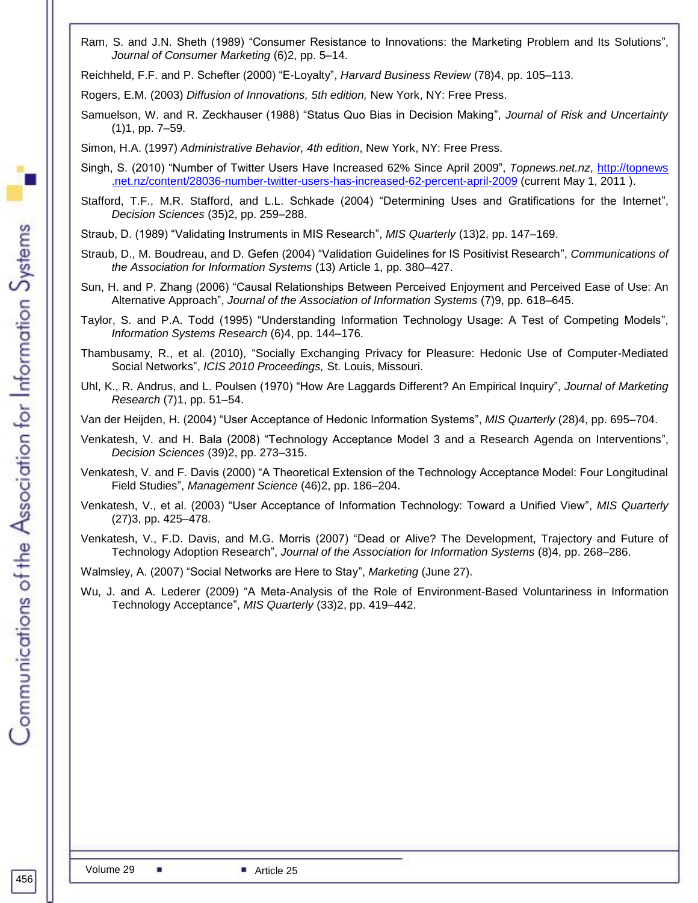Ram, S. and J.N. Sheth (1989) "Consumer Resistance to Innovations: the Marketing Problem and Its Solutions", *Journal of Consumer Marketing* (6)2, pp. 5–14.

Reichheld, F.F. and P. Schefter (2000) "E-Loyalty", *Harvard Business Review* (78)4, pp. 105–113.

Rogers, E.M. (2003) *Diffusion of Innovations, 5th edition,* New York, NY: Free Press.

Samuelson, W. and R. Zeckhauser (1988) "Status Quo Bias in Decision Making", *Journal of Risk and Uncertainty* (1)1, pp. 7–59.

Simon, H.A. (1997) *Administrative Behavior, 4th edition*, New York, NY: Free Press.

Singh, S. (2010) "Number of Twitter Users Have Increased 62% Since April 2009", *Topnews.net.nz*, http://topnews.net.nz/content/28036-number-twitter-users-has-increased-62-percent-april-2009 (current May 1, 2011 ).

Stafford, T.F., M.R. Stafford, and L.L. Schkade (2004) "Determining Uses and Gratifications for the Internet", *Decision Sciences* (35)2, pp. 259–288.

Straub, D. (1989) "Validating Instruments in MIS Research", *MIS Quarterly* (13)2, pp. 147–169.

Straub, D., M. Boudreau, and D. Gefen (2004) "Validation Guidelines for IS Positivist Research", *Communications of the Association for Information Systems* (13) Article 1, pp. 380–427.

Sun, H. and P. Zhang (2006) "Causal Relationships Between Perceived Enjoyment and Perceived Ease of Use: An Alternative Approach", *Journal of the Association of Information Systems* (7)9, pp. 618–645.

Taylor, S. and P.A. Todd (1995) "Understanding Information Technology Usage: A Test of Competing Models", *Information Systems Research* (6)4, pp. 144–176.

Thambusamy, R., et al. (2010), "Socially Exchanging Privacy for Pleasure: Hedonic Use of Computer-Mediated Social Networks", *ICIS 2010 Proceedings,* St. Louis, Missouri.

Uhl, K., R. Andrus, and L. Poulsen (1970) "How Are Laggards Different? An Empirical Inquiry", *Journal of Marketing Research* (7)1, pp. 51–54.

Van der Heijden, H. (2004) "User Acceptance of Hedonic Information Systems", *MIS Quarterly* (28)4, pp. 695–704.

Venkatesh, V. and H. Bala (2008) "Technology Acceptance Model 3 and a Research Agenda on Interventions", *Decision Sciences* (39)2, pp. 273–315.

Venkatesh, V. and F. Davis (2000) "A Theoretical Extension of the Technology Acceptance Model: Four Longitudinal Field Studies", *Management Science* (46)2, pp. 186–204.

Venkatesh, V., et al. (2003) "User Acceptance of Information Technology: Toward a Unified View", *MIS Quarterly* (27)3, pp. 425–478.

Venkatesh, V., F.D. Davis, and M.G. Morris (2007) "Dead or Alive? The Development, Trajectory and Future of Technology Adoption Research", *Journal of the Association for Information Systems* (8)4, pp. 268–286.

Walmsley, A. (2007) "Social Networks are Here to Stay", *Marketing* (June 27).

Wu, J. and A. Lederer (2009) "A Meta-Analysis of the Role of Environment-Based Voluntariness in Information Technology Acceptance", *MIS Quarterly* (33)2, pp. 419–442.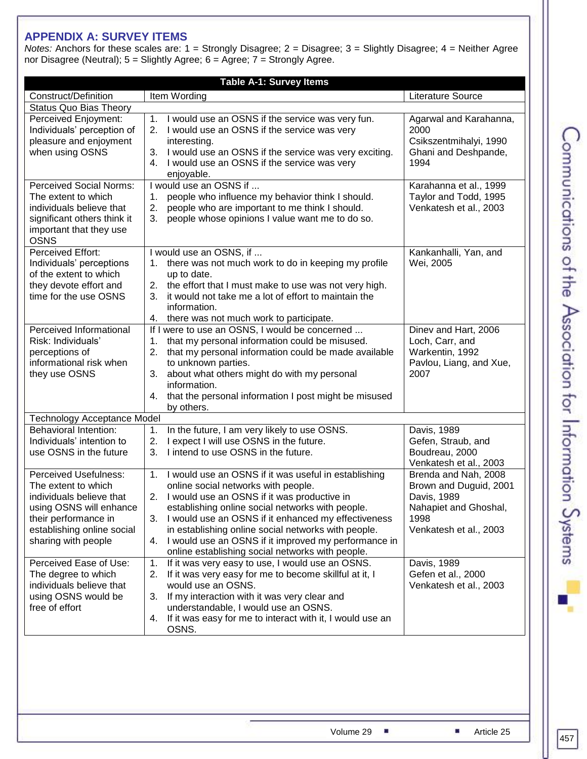## APPENDIX A: SURVEY ITEMS

*Notes:* Anchors for these scales are: 1 = Strongly Disagree; 2 = Disagree; 3 = Slightly Disagree; 4 = Neither Agree nor Disagree (Neutral); 5 = Slightly Agree; 6 = Agree; 7 = Strongly Agree.

**Table A-1: Survey Items**

| Construct/Definition | Item Wording | Literature Source |
|---|---|---|
| **Status Quo Bias Theory** | | |
| Perceived Enjoyment: Individuals' perception of pleasure and enjoyment when using OSNS | 1. I would use an OSNS if the service was very fun.<br>2. I would use an OSNS if the service was very interesting.<br>3. I would use an OSNS if the service was very exciting.<br>4. I would use an OSNS if the service was very enjoyable. | Agarwal and Karahanna, 2000<br>Csikszentmihalyi, 1990<br>Ghani and Deshpande, 1994 |
| Perceived Social Norms: The extent to which individuals believe that significant others think it important that they use OSNS | I would use an OSNS if ...<br>1. people who influence my behavior think I should.<br>2. people who are important to me think I should.<br>3. people whose opinions I value want me to do so. | Karahanna et al., 1999<br>Taylor and Todd, 1995<br>Venkatesh et al., 2003 |
| Perceived Effort: Individuals' perceptions of the extent to which they devote effort and time for the use OSNS | I would use an OSNS, if ...<br>1. there was not much work to do in keeping my profile up to date.<br>2. the effort that I must make to use was not very high.<br>3. it would not take me a lot of effort to maintain the information.<br>4. there was not much work to participate. | Kankanhalli, Yan, and Wei, 2005 |
| Perceived Informational Risk: Individuals' perceptions of informational risk when they use OSNS | If I were to use an OSNS, I would be concerned ...<br>1. that my personal information could be misused.<br>2. that my personal information could be made available to unknown parties.<br>3. about what others might do with my personal information.<br>4. that the personal information I post might be misused by others. | Dinev and Hart, 2006<br>Loch, Carr, and Warkentin, 1992<br>Pavlou, Liang, and Xue, 2007 |
| **Technology Acceptance Model** | | |
| Behavioral Intention: Individuals' intention to use OSNS in the future | 1. In the future, I am very likely to use OSNS.<br>2. I expect I will use OSNS in the future.<br>3. I intend to use OSNS in the future. | Davis, 1989<br>Gefen, Straub, and Boudreau, 2000<br>Venkatesh et al., 2003 |
| Perceived Usefulness: The extent to which individuals believe that using OSNS will enhance their performance in establishing online social sharing with people | 1. I would use an OSNS if it was useful in establishing online social networks with people.<br>2. I would use an OSNS if it was productive in establishing online social networks with people.<br>3. I would use an OSNS if it enhanced my effectiveness in establishing online social networks with people.<br>4. I would use an OSNS if it improved my performance in online establishing social networks with people. | Brenda and Nah, 2008<br>Brown and Duguid, 2001<br>Davis, 1989<br>Nahapiet and Ghoshal, 1998<br>Venkatesh et al., 2003 |
| Perceived Ease of Use: The degree to which individuals believe that using OSNS would be free of effort | 1. If it was very easy to use, I would use an OSNS.<br>2. If it was very easy for me to become skillful at it, I would use an OSNS.<br>3. If my interaction with it was very clear and understandable, I would use an OSNS.<br>4. If it was easy for me to interact with it, I would use an OSNS. | Davis, 1989<br>Gefen et al., 2000<br>Venkatesh et al., 2003 |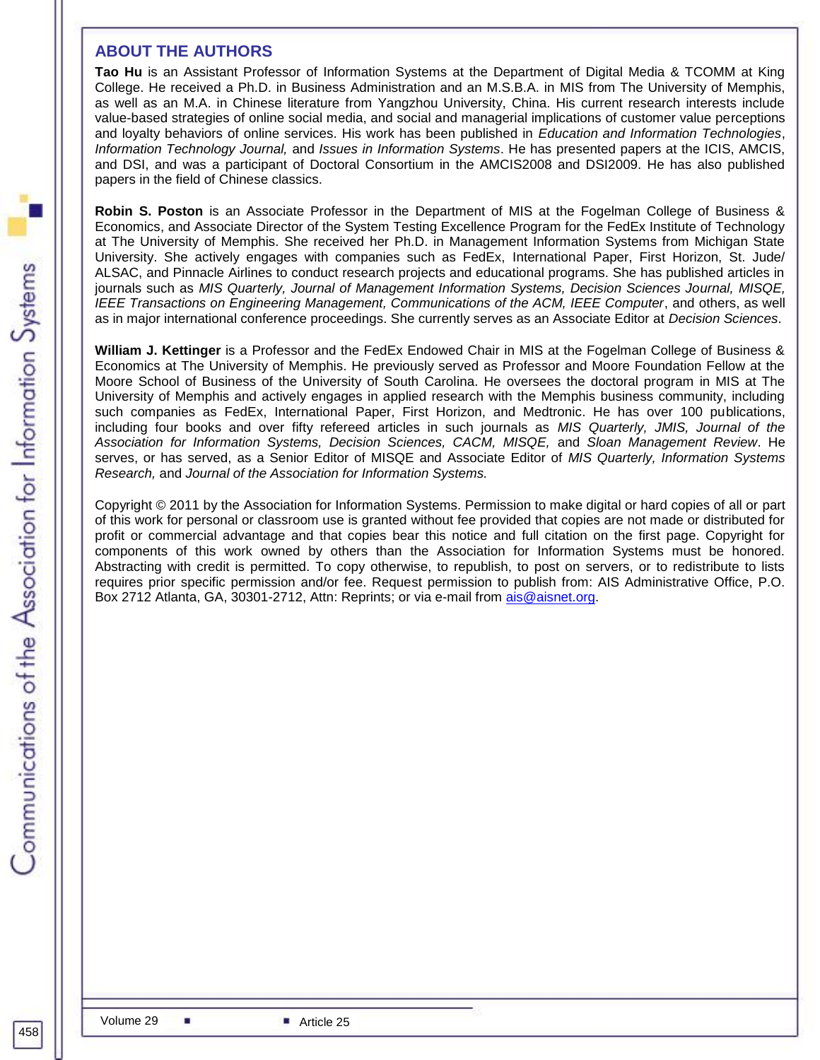## ABOUT THE AUTHORS

**Tao Hu** is an Assistant Professor of Information Systems at the Department of Digital Media & TCOMM at King College. He received a Ph.D. in Business Administration and an M.S.B.A. in MIS from The University of Memphis, as well as an M.A. in Chinese literature from Yangzhou University, China. His current research interests include value-based strategies of online social media, and social and managerial implications of customer value perceptions and loyalty behaviors of online services. His work has been published in *Education and Information Technologies*, *Information Technology Journal,* and *Issues in Information Systems*. He has presented papers at the ICIS, AMCIS, and DSI, and was a participant of Doctoral Consortium in the AMCIS2008 and DSI2009. He has also published papers in the field of Chinese classics.

**Robin S. Poston** is an Associate Professor in the Department of MIS at the Fogelman College of Business & Economics, and Associate Director of the System Testing Excellence Program for the FedEx Institute of Technology at The University of Memphis. She received her Ph.D. in Management Information Systems from Michigan State University. She actively engages with companies such as FedEx, International Paper, First Horizon, St. Jude/ ALSAC, and Pinnacle Airlines to conduct research projects and educational programs. She has published articles in journals such as *MIS Quarterly, Journal of Management Information Systems, Decision Sciences Journal, MISQE, IEEE Transactions on Engineering Management, Communications of the ACM, IEEE Computer*, and others, as well as in major international conference proceedings. She currently serves as an Associate Editor at *Decision Sciences*.

**William J. Kettinger** is a Professor and the FedEx Endowed Chair in MIS at the Fogelman College of Business & Economics at The University of Memphis. He previously served as Professor and Moore Foundation Fellow at the Moore School of Business of the University of South Carolina. He oversees the doctoral program in MIS at The University of Memphis and actively engages in applied research with the Memphis business community, including such companies as FedEx, International Paper, First Horizon, and Medtronic. He has over 100 publications, including four books and over fifty refereed articles in such journals as *MIS Quarterly, JMIS, Journal of the Association for Information Systems, Decision Sciences, CACM, MISQE,* and *Sloan Management Review*. He serves, or has served, as a Senior Editor of MISQE and Associate Editor of *MIS Quarterly, Information Systems Research,* and *Journal of the Association for Information Systems.*

Copyright © 2011 by the Association for Information Systems. Permission to make digital or hard copies of all or part of this work for personal or classroom use is granted without fee provided that copies are not made or distributed for profit or commercial advantage and that copies bear this notice and full citation on the first page. Copyright for components of this work owned by others than the Association for Information Systems must be honored. Abstracting with credit is permitted. To copy otherwise, to republish, to post on servers, or to redistribute to lists requires prior specific permission and/or fee. Request permission to publish from: AIS Administrative Office, P.O. Box 2712 Atlanta, GA, 30301-2712, Attn: Reprints; or via e-mail from ais@aisnet.org.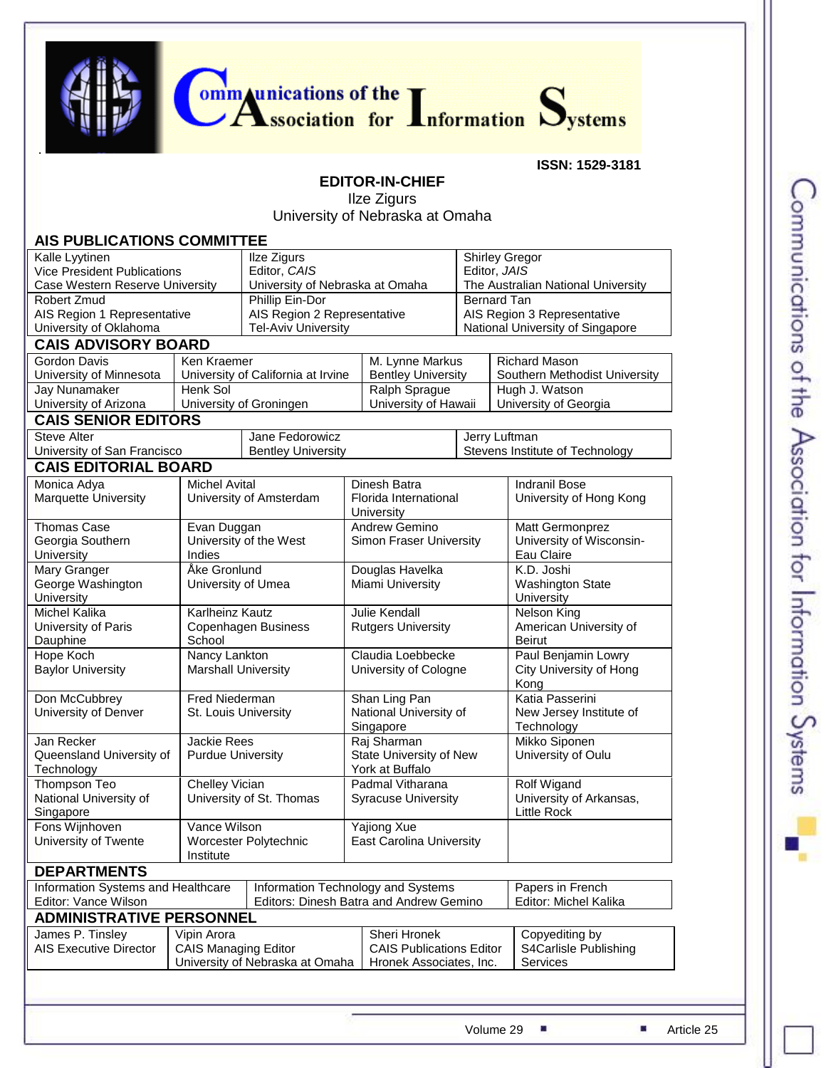# Communications of the Association for Information Systems

**ISSN: 1529-3181**

**EDITOR-IN-CHIEF**
Ilze Zigurs
University of Nebraska at Omaha

## AIS PUBLICATIONS COMMITTEE

| | | |
|---|---|---|
| Kalle Lyytinen<br>Vice President Publications<br>Case Western Reserve University | Ilze Zigurs<br>Editor, *CAIS*<br>University of Nebraska at Omaha | Shirley Gregor<br>Editor, *JAIS*<br>The Australian National University |
| Robert Zmud<br>AIS Region 1 Representative<br>University of Oklahoma | Phillip Ein-Dor<br>AIS Region 2 Representative<br>Tel-Aviv University | Bernard Tan<br>AIS Region 3 Representative<br>National University of Singapore |

## CAIS ADVISORY BOARD

| | | | |
|---|---|---|---|
| Gordon Davis<br>University of Minnesota | Ken Kraemer<br>University of California at Irvine | M. Lynne Markus<br>Bentley University | Richard Mason<br>Southern Methodist University |
| Jay Nunamaker<br>University of Arizona | Henk Sol<br>University of Groningen | Ralph Sprague<br>University of Hawaii | Hugh J. Watson<br>University of Georgia |

## CAIS SENIOR EDITORS

| | | |
|---|---|---|
| Steve Alter<br>University of San Francisco | Jane Fedorowicz<br>Bentley University | Jerry Luftman<br>Stevens Institute of Technology |

## CAIS EDITORIAL BOARD

| | | | |
|---|---|---|---|
| Monica Adya<br>Marquette University | Michel Avital<br>University of Amsterdam | Dinesh Batra<br>Florida International University | Indranil Bose<br>University of Hong Kong |
| Thomas Case<br>Georgia Southern University | Evan Duggan<br>University of the West Indies | Andrew Gemino<br>Simon Fraser University | Matt Germonprez<br>University of Wisconsin-Eau Claire |
| Mary Granger<br>George Washington University | Åke Gronlund<br>University of Umea | Douglas Havelka<br>Miami University | K.D. Joshi<br>Washington State University |
| Michel Kalika<br>University of Paris Dauphine | Karlheinz Kautz<br>Copenhagen Business School | Julie Kendall<br>Rutgers University | Nelson King<br>American University of Beirut |
| Hope Koch<br>Baylor University | Nancy Lankton<br>Marshall University | Claudia Loebbecke<br>University of Cologne | Paul Benjamin Lowry<br>City University of Hong Kong |
| Don McCubbrey<br>University of Denver | Fred Niederman<br>St. Louis University | Shan Ling Pan<br>National University of Singapore | Katia Passerini<br>New Jersey Institute of Technology |
| Jan Recker<br>Queensland University of Technology | Jackie Rees<br>Purdue University | Raj Sharman<br>State University of New York at Buffalo | Mikko Siponen<br>University of Oulu |
| Thompson Teo<br>National University of Singapore | Chelley Vician<br>University of St. Thomas | Padmal Vitharana<br>Syracuse University | Rolf Wigand<br>University of Arkansas, Little Rock |
| Fons Wijnhoven<br>University of Twente | Vance Wilson<br>Worcester Polytechnic Institute | Yajiong Xue<br>East Carolina University | |

## DEPARTMENTS

| | | |
|---|---|---|
| Information Systems and Healthcare<br>Editor: Vance Wilson | Information Technology and Systems<br>Editors: Dinesh Batra and Andrew Gemino | Papers in French<br>Editor: Michel Kalika |

## ADMINISTRATIVE PERSONNEL

| | | | |
|---|---|---|---|
| James P. Tinsley<br>AIS Executive Director | Vipin Arora<br>CAIS Managing Editor<br>University of Nebraska at Omaha | Sheri Hronek<br>CAIS Publications Editor<br>Hronek Associates, Inc. | Copyediting by<br>S4Carlisle Publishing Services |